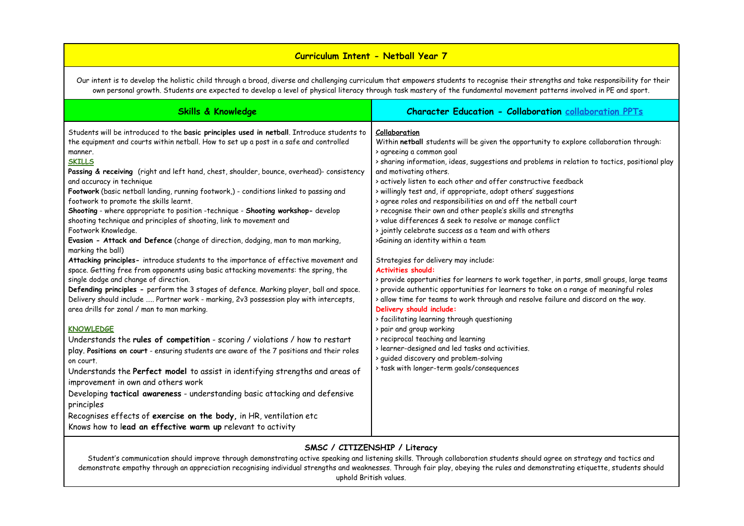# Curriculum Intent - Netball Year 7

Our intent is to develop the holistic child through a broad, diverse and challenging curriculum that empowers students to recognise their strengths and take responsibility for their own personal growth. Students are expected to develop a level of physical literacy through task mastery of the fundamental movement patterns involved in PE and sport.

## Skills & Knowledge

Students will be introduced to the **basic principles used in netball**. Introduce students to the equipment and courts within netball. How to set up a post in a safe and controlled manner.

**SKILLS**

**Passing & receiving** (right and left hand, chest, shoulder, bounce, overhead)- consistency and accuracy in technique

**Footwork** (basic netball landing, running footwork,) - conditions linked to passing and footwork to promote the skills learnt.

**Shooting** - where appropriate to position -technique - **Shooting workshop-** develop shooting technique and principles of shooting, link to movement and Footwork Knowledge.

**Evasion - Attack and Defence** (change of direction, dodging, man to man marking, marking the ball)

**Attacking principles-** introduce students to the importance of effective movement and space. Getting free from opponents using basic attacking movements: the spring, the single dodge and change of direction.

**Defending principles -** perform the 3 stages of defence. Marking player, ball and space. Delivery should include ….. Partner work - marking, 2v3 possession play with intercepts, area drills for zonal / man to man marking.

**KNOWLEDGE**

Understands the **rules of competition** - scoring / violations / how to restart play. **Positions on court** - ensuring students are aware of the 7 positions and their roles on court.

Understands the **Perfect model** to assist in identifying strengths and areas of improvement in own and others work

Developing **tactical awareness** - understanding basic attacking and defensive principles

Recognises effects of **exercise on the body,** in HR, ventilation etc

Knows how to l**ead an effective warm up** relevant to activity

## Character Education - Collaboration [collaboration PPTs]

**Collaboration**

Within **netball** students will be given the opportunity to explore collaboration through:

> agreeing a common goal
> sharing information, ideas, suggestions and problems in relation to tactics, positional play and motivating others.
> actively listen to each other and offer constructive feedback
> willingly test and, if appropriate, adopt others' suggestions
> agree roles and responsibilities on and off the netball court
> recognise their own and other people's skills and strengths
> value differences & seek to resolve or manage conflict
> jointly celebrate success as a team and with others
>Gaining an identity within a team

Strategies for delivery may include:

**Activities should:**

> provide opportunities for learners to work together, in parts, small groups, large teams
> provide authentic opportunities for learners to take on a range of meaningful roles
> allow time for teams to work through and resolve failure and discord on the way.

**Delivery should include:**

> facilitating learning through questioning
> pair and group working
> reciprocal teaching and learning
> learner-designed and led tasks and activities.
> guided discovery and problem-solving
> task with longer-term goals/consequences

## SMSC / CITIZENSHIP / Literacy

Student's communication should improve through demonstrating active speaking and listening skills. Through collaboration students should agree on strategy and tactics and demonstrate empathy through an appreciation recognising individual strengths and weaknesses. Through fair play, obeying the rules and demonstrating etiquette, students should uphold British values.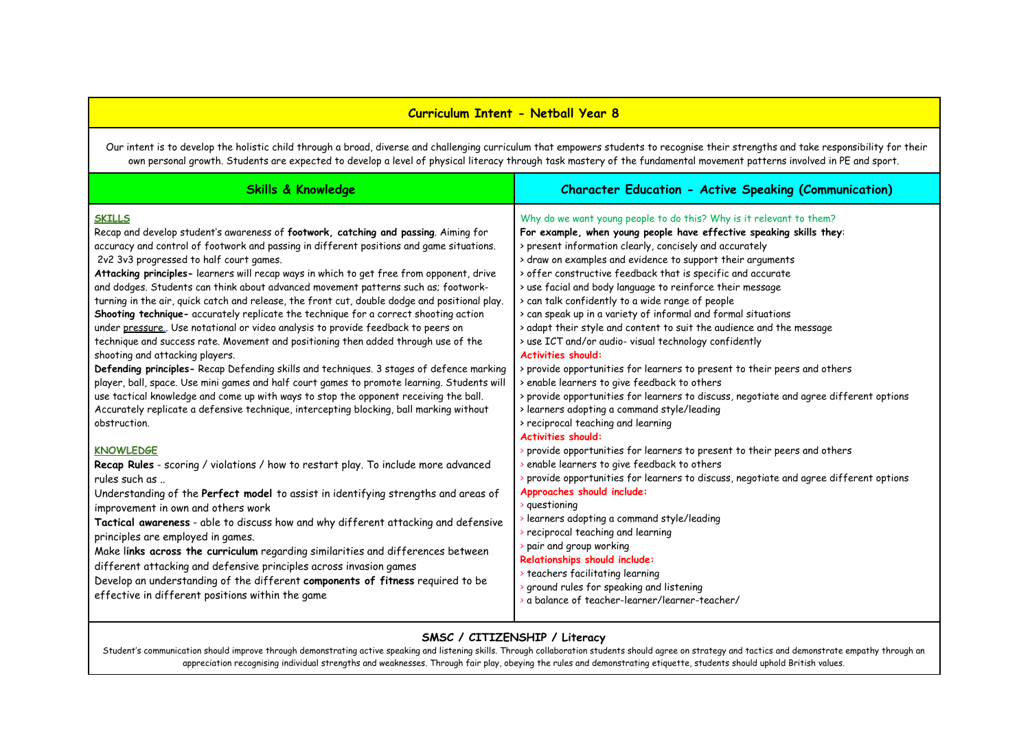# Curriculum Intent - Netball Year 8

Our intent is to develop the holistic child through a broad, diverse and challenging curriculum that empowers students to recognise their strengths and take responsibility for their own personal growth. Students are expected to develop a level of physical literacy through task mastery of the fundamental movement patterns involved in PE and sport.

## Skills & Knowledge

**SKILLS**

Recap and develop student's awareness of **footwork, catching and passing**. Aiming for accuracy and control of footwork and passing in different positions and game situations. 2v2 3v3 progressed to half court games.

**Attacking principles-** learners will recap ways in which to get free from opponent, drive and dodges. Students can think about advanced movement patterns such as; footwork-turning in the air, quick catch and release, the front cut, double dodge and positional play.

**Shooting technique-** accurately replicate the technique for a correct shooting action under pressure.. Use notational or video analysis to provide feedback to peers on technique and success rate. Movement and positioning then added through use of the shooting and attacking players.

**Defending principles-** Recap Defending skills and techniques. 3 stages of defence marking player, ball, space. Use mini games and half court games to promote learning. Students will use tactical knowledge and come up with ways to stop the opponent receiving the ball. Accurately replicate a defensive technique, intercepting blocking, ball marking without obstruction.

**KNOWLEDGE**

**Recap Rules** - scoring / violations / how to restart play. To include more advanced rules such as ..

Understanding of the **Perfect model** to assist in identifying strengths and areas of improvement in own and others work

**Tactical awareness** - able to discuss how and why different attacking and defensive principles are employed in games.

Make l**inks across the curriculum** regarding similarities and differences between different attacking and defensive principles across invasion games

Develop an understanding of the different **components of fitness** required to be effective in different positions within the game

## Character Education - Active Speaking (Communication)

Why do we want young people to do this? Why is it relevant to them?

**For example, when young people have effective speaking skills they**:

> present information clearly, concisely and accurately
> draw on examples and evidence to support their arguments
> offer constructive feedback that is specific and accurate
> use facial and body language to reinforce their message
> can talk confidently to a wide range of people
> can speak up in a variety of informal and formal situations
> adapt their style and content to suit the audience and the message
> use ICT and/or audio- visual technology confidently

**Activities should:**

> provide opportunities for learners to present to their peers and others
> enable learners to give feedback to others
> provide opportunities for learners to discuss, negotiate and agree different options
> learners adopting a command style/leading
> reciprocal teaching and learning

**Activities should:**

> provide opportunities for learners to present to their peers and others
> enable learners to give feedback to others
> provide opportunities for learners to discuss, negotiate and agree different options

**Approaches should include:**

> questioning
> learners adopting a command style/leading
> reciprocal teaching and learning
> pair and group working

**Relationships should include:**

> teachers facilitating learning
> ground rules for speaking and listening
> a balance of teacher-learner/learner-teacher/

## SMSC / CITIZENSHIP / Literacy

Student's communication should improve through demonstrating active speaking and listening skills. Through collaboration students should agree on strategy and tactics and demonstrate empathy through an appreciation recognising individual strengths and weaknesses. Through fair play, obeying the rules and demonstrating etiquette, students should uphold British values.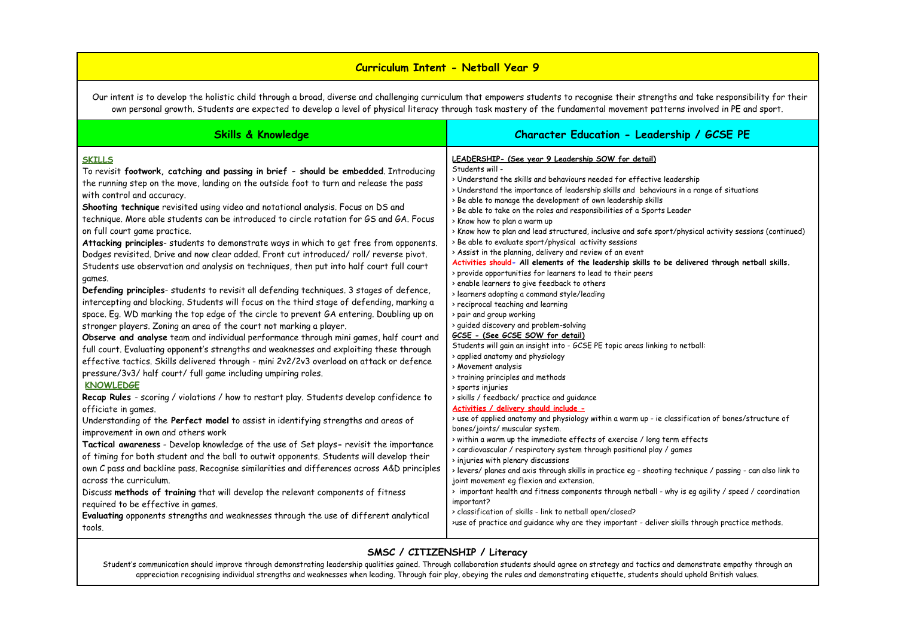# Curriculum Intent - Netball Year 9

Our intent is to develop the holistic child through a broad, diverse and challenging curriculum that empowers students to recognise their strengths and take responsibility for their own personal growth. Students are expected to develop a level of physical literacy through task mastery of the fundamental movement patterns involved in PE and sport.

## Skills & Knowledge

**SKILLS**

To revisit **footwork, catching and passing in brief - should be embedded**. Introducing the running step on the move, landing on the outside foot to turn and release the pass with control and accuracy.

**Shooting technique** revisited using video and notational analysis. Focus on DS and technique. More able students can be introduced to circle rotation for GS and GA. Focus on full court game practice.

**Attacking principles**- students to demonstrate ways in which to get free from opponents. Dodges revisited. Drive and now clear added. Front cut introduced/ roll/ reverse pivot. Students use observation and analysis on techniques, then put into half court full court games.

**Defending principles**- students to revisit all defending techniques. 3 stages of defence, intercepting and blocking. Students will focus on the third stage of defending, marking a space. Eg. WD marking the top edge of the circle to prevent GA entering. Doubling up on stronger players. Zoning an area of the court not marking a player.

**Observe and analyse** team and individual performance through mini games, half court and full court. Evaluating opponent's strengths and weaknesses and exploiting these through effective tactics. Skills delivered through - mini 2v2/2v3 overload on attack or defence pressure/3v3/ half court/ full game including umpiring roles.

**KNOWLEDGE**

**Recap Rules** - scoring / violations / how to restart play. Students develop confidence to officiate in games.

Understanding of the **Perfect model** to assist in identifying strengths and areas of improvement in own and others work

**Tactical awareness** - Develop knowledge of the use of Set plays- revisit the importance of timing for both student and the ball to outwit opponents. Students will develop their own C pass and backline pass. Recognise similarities and differences across A&D principles across the curriculum.

Discuss **methods of training** that will develop the relevant components of fitness required to be effective in games.

**Evaluating** opponents strengths and weaknesses through the use of different analytical tools.

## Character Education - Leadership / GCSE PE

**LEADERSHIP- (See year 9 Leadership SOW for detail)**

Students will -

- › Understand the skills and behaviours needed for effective leadership
- › Understand the importance of leadership skills and behaviours in a range of situations
- › Be able to manage the development of own leadership skills
- › Be able to take on the roles and responsibilities of a Sports Leader
- › Know how to plan a warm up
- › Know how to plan and lead structured, inclusive and safe sport/physical activity sessions (continued)
- › Be able to evaluate sport/physical activity sessions
- › Assist in the planning, delivery and review of an event

Activities should- **All elements of the leadership skills to be delivered through netball skills.**

- › provide opportunities for learners to lead to their peers
- › enable learners to give feedback to others
- › learners adopting a command style/leading
- › reciprocal teaching and learning
- › pair and group working
- › guided discovery and problem-solving

**GCSE - (See GCSE SOW for detail)**

Students will gain an insight into - GCSE PE topic areas linking to netball:

- › applied anatomy and physiology
- › Movement analysis
- › training principles and methods
- › sports injuries
- › skills / feedback/ practice and guidance

Activities / delivery should include -

- › use of applied anatomy and physiology within a warm up - ie classification of bones/structure of bones/joints/ muscular system.
- › within a warm up the immediate effects of exercise / long term effects
- › cardiovascular / respiratory system through positional play / games
- › injuries with plenary discussions
- › levers/ planes and axis through skills in practice eg - shooting technique / passing - can also link to joint movement eg flexion and extension.
- › important health and fitness components through netball - why is eg agility / speed / coordination important?
- › classification of skills - link to netball open/closed?
- ›use of practice and guidance why are they important - deliver skills through practice methods.

## SMSC / CITIZENSHIP / Literacy

Student's communication should improve through demonstrating leadership qualities gained. Through collaboration students should agree on strategy and tactics and demonstrate empathy through an appreciation recognising individual strengths and weaknesses when leading. Through fair play, obeying the rules and demonstrating etiquette, students should uphold British values.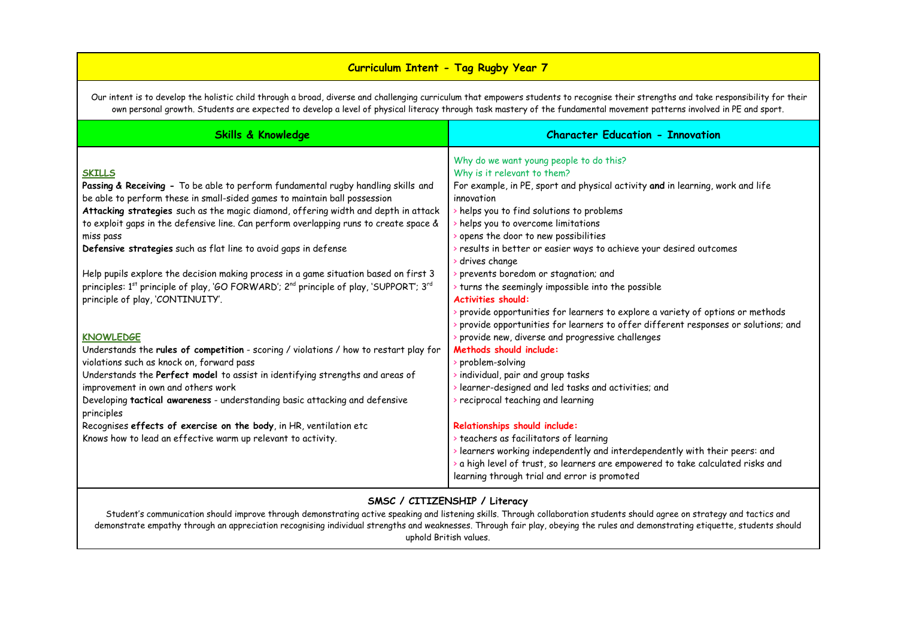## Curriculum Intent - Tag Rugby Year 7

Our intent is to develop the holistic child through a broad, diverse and challenging curriculum that empowers students to recognise their strengths and take responsibility for their own personal growth. Students are expected to develop a level of physical literacy through task mastery of the fundamental movement patterns involved in PE and sport.

| Skills & Knowledge | Character Education - Innovation |
|---|---|
| **SKILLS**<br>**Passing & Receiving -** To be able to perform fundamental rugby handling skills and be able to perform these in small-sided games to maintain ball possession<br>**Attacking strategies** such as the magic diamond, offering width and depth in attack to exploit gaps in the defensive line. Can perform overlapping runs to create space & miss pass<br>**Defensive strategies** such as flat line to avoid gaps in defense<br><br>Help pupils explore the decision making process in a game situation based on first 3 principles: 1st principle of play, 'GO FORWARD'; 2nd principle of play, 'SUPPORT'; 3rd principle of play, 'CONTINUITY'.<br><br>**KNOWLEDGE**<br>Understands the **rules of competition** - scoring / violations / how to restart play for violations such as knock on, forward pass<br>Understands the **Perfect model** to assist in identifying strengths and areas of improvement in own and others work<br>Developing **tactical awareness** - understanding basic attacking and defensive principles<br>Recognises **effects of exercise on the body**, in HR, ventilation etc<br>Knows how to lead an effective warm up relevant to activity. | Why do we want young people to do this?<br>Why is it relevant to them?<br>For example, in PE, sport and physical activity **and** in learning, work and life innovation<br>› helps you to find solutions to problems<br>› helps you to overcome limitations<br>› opens the door to new possibilities<br>› results in better or easier ways to achieve your desired outcomes<br>› drives change<br>› prevents boredom or stagnation; and<br>› turns the seemingly impossible into the possible<br>**Activities should:**<br>› provide opportunities for learners to explore a variety of options or methods<br>› provide opportunities for learners to offer different responses or solutions; and<br>› provide new, diverse and progressive challenges<br>**Methods should include:**<br>› problem-solving<br>› individual, pair and group tasks<br>› learner-designed and led tasks and activities; and<br>› reciprocal teaching and learning<br><br>**Relationships should include:**<br>› teachers as facilitators of learning<br>› learners working independently and interdependently with their peers: and<br>› a high level of trust, so learners are empowered to take calculated risks and learning through trial and error is promoted |

**SMSC / CITIZENSHIP / Literacy**

Student's communication should improve through demonstrating active speaking and listening skills. Through collaboration students should agree on strategy and tactics and demonstrate empathy through an appreciation recognising individual strengths and weaknesses. Through fair play, obeying the rules and demonstrating etiquette, students should uphold British values.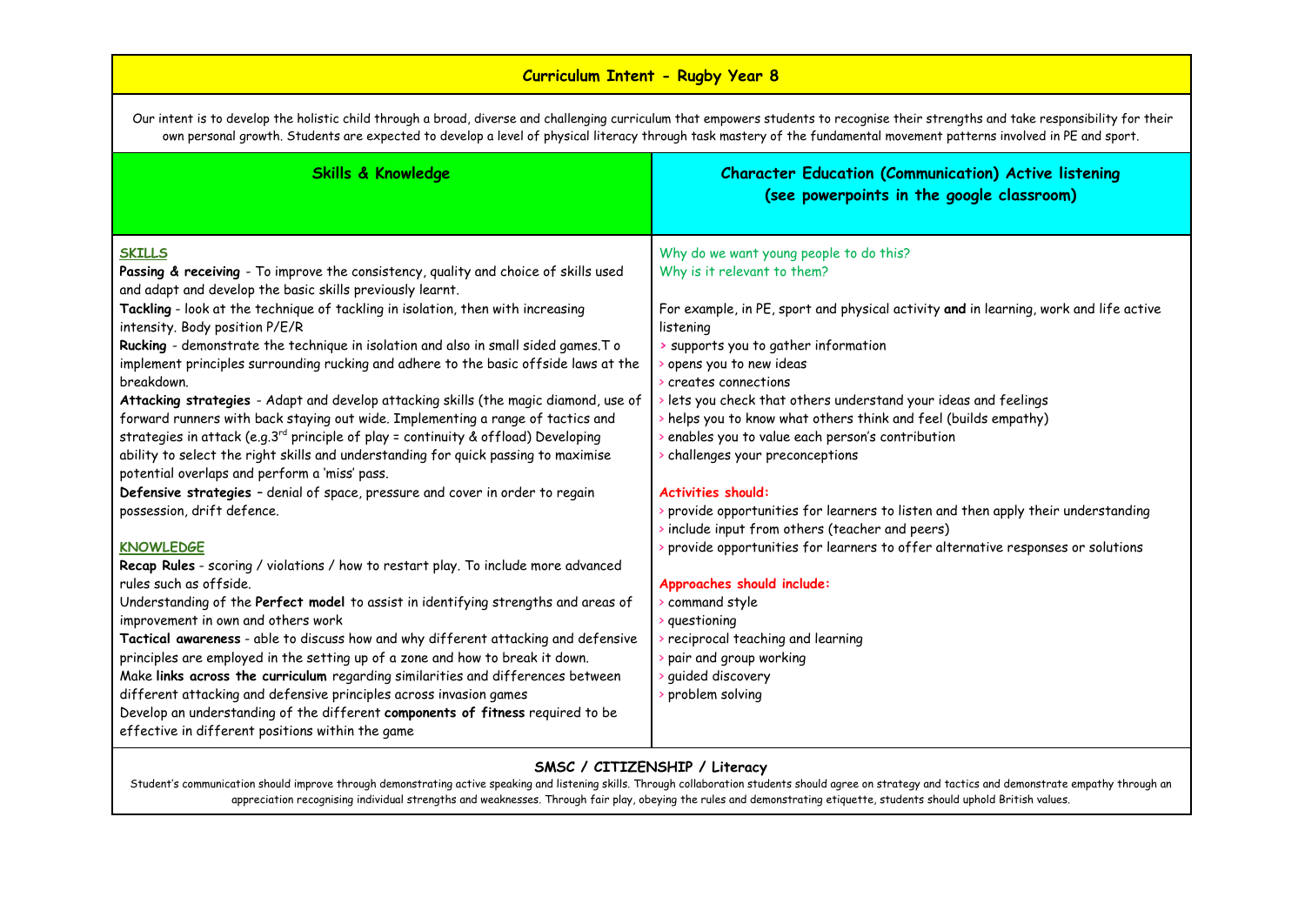# Curriculum Intent - Rugby Year 8

Our intent is to develop the holistic child through a broad, diverse and challenging curriculum that empowers students to recognise their strengths and take responsibility for their own personal growth. Students are expected to develop a level of physical literacy through task mastery of the fundamental movement patterns involved in PE and sport.

## Skills & Knowledge

### SKILLS

**Passing & receiving** - To improve the consistency, quality and choice of skills used and adapt and develop the basic skills previously learnt.

**Tackling** - look at the technique of tackling in isolation, then with increasing intensity. Body position P/E/R

**Rucking** - demonstrate the technique in isolation and also in small sided games.T o implement principles surrounding rucking and adhere to the basic offside laws at the breakdown.

**Attacking strategies** - Adapt and develop attacking skills (the magic diamond, use of forward runners with back staying out wide. Implementing a range of tactics and strategies in attack (e.g.3rd principle of play = continuity & offload) Developing ability to select the right skills and understanding for quick passing to maximise potential overlaps and perform a 'miss' pass.

**Defensive strategies** – denial of space, pressure and cover in order to regain possession, drift defence.

### KNOWLEDGE

**Recap Rules** - scoring / violations / how to restart play. To include more advanced rules such as offside.

Understanding of the **Perfect model** to assist in identifying strengths and areas of improvement in own and others work

**Tactical awareness** - able to discuss how and why different attacking and defensive principles are employed in the setting up of a zone and how to break it down.

Make **links across the curriculum** regarding similarities and differences between different attacking and defensive principles across invasion games

Develop an understanding of the different **components of fitness** required to be effective in different positions within the game

## Character Education (Communication) Active listening (see powerpoints in the google classroom)

Why do we want young people to do this?
Why is it relevant to them?

For example, in PE, sport and physical activity **and** in learning, work and life active listening

- supports you to gather information
- opens you to new ideas
- creates connections
- lets you check that others understand your ideas and feelings
- helps you to know what others think and feel (builds empathy)
- enables you to value each person's contribution
- challenges your preconceptions

**Activities should:**

- provide opportunities for learners to listen and then apply their understanding
- include input from others (teacher and peers)
- provide opportunities for learners to offer alternative responses or solutions

**Approaches should include:**

- command style
- questioning
- reciprocal teaching and learning
- pair and group working
- guided discovery
- problem solving

## SMSC / CITIZENSHIP / Literacy

Student's communication should improve through demonstrating active speaking and listening skills. Through collaboration students should agree on strategy and tactics and demonstrate empathy through an appreciation recognising individual strengths and weaknesses. Through fair play, obeying the rules and demonstrating etiquette, students should uphold British values.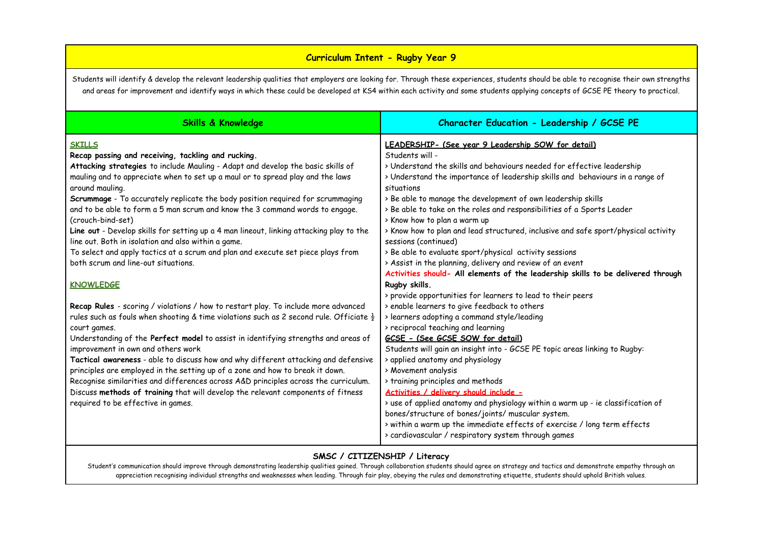## Curriculum Intent - Rugby Year 9

Students will identify & develop the relevant leadership qualities that employers are looking for. Through these experiences, students should be able to recognise their own strengths and areas for improvement and identify ways in which these could be developed at KS4 within each activity and some students applying concepts of GCSE PE theory to practical.

| Skills & Knowledge | Character Education - Leadership / GCSE PE |
|---|---|
| **SKILLS**<br>**Recap passing and receiving, tackling and rucking.**<br>**Attacking strategies** to include Mauling - Adapt and develop the basic skills of mauling and to appreciate when to set up a maul or to spread play and the laws around mauling.<br>**Scrummage** - To accurately replicate the body position required for scrummaging and to be able to form a 5 man scrum and know the 3 command words to engage. (crouch-bind-set)<br>**Line out** - Develop skills for setting up a 4 man lineout, linking attacking play to the line out. Both in isolation and also within a game.<br>To select and apply tactics at a scrum and plan and execute set piece plays from both scrum and line-out situations.<br><br>**KNOWLEDGE**<br><br>**Recap Rules** - scoring / violations / how to restart play. To include more advanced rules such as fouls when shooting & time violations such as 2 second rule. Officiate ½ court games.<br>Understanding of the **Perfect model** to assist in identifying strengths and areas of improvement in own and others work<br>**Tactical awareness** - able to discuss how and why different attacking and defensive principles are employed in the setting up of a zone and how to break it down.<br>Recognise similarities and differences across A&D principles across the curriculum.<br>Discuss **methods of training** that will develop the relevant components of fitness required to be effective in games. | **LEADERSHIP- (See year 9 Leadership SOW for detail)**<br>Students will -<br>> Understand the skills and behaviours needed for effective leadership<br>> Understand the importance of leadership skills and behaviours in a range of situations<br>> Be able to manage the development of own leadership skills<br>> Be able to take on the roles and responsibilities of a Sports Leader<br>> Know how to plan a warm up<br>> Know how to plan and lead structured, inclusive and safe sport/physical activity sessions (continued)<br>> Be able to evaluate sport/physical activity sessions<br>> Assist in the planning, delivery and review of an event<br>Activities should- **All elements of the leadership skills to be delivered through Rugby skills.**<br>> provide opportunities for learners to lead to their peers<br>> enable learners to give feedback to others<br>> learners adopting a command style/leading<br>> reciprocal teaching and learning<br>**GCSE - (See GCSE SOW for detail)**<br>Students will gain an insight into - GCSE PE topic areas linking to Rugby:<br>> applied anatomy and physiology<br>> Movement analysis<br>> training principles and methods<br>**Activities / delivery should include -**<br>> use of applied anatomy and physiology within a warm up - ie classification of bones/structure of bones/joints/ muscular system.<br>> within a warm up the immediate effects of exercise / long term effects<br>> cardiovascular / respiratory system through games |

**SMSC / CITIZENSHIP / Literacy**

Student's communication should improve through demonstrating leadership qualities gained. Through collaboration students should agree on strategy and tactics and demonstrate empathy through an appreciation recognising individual strengths and weaknesses when leading. Through fair play, obeying the rules and demonstrating etiquette, students should uphold British values.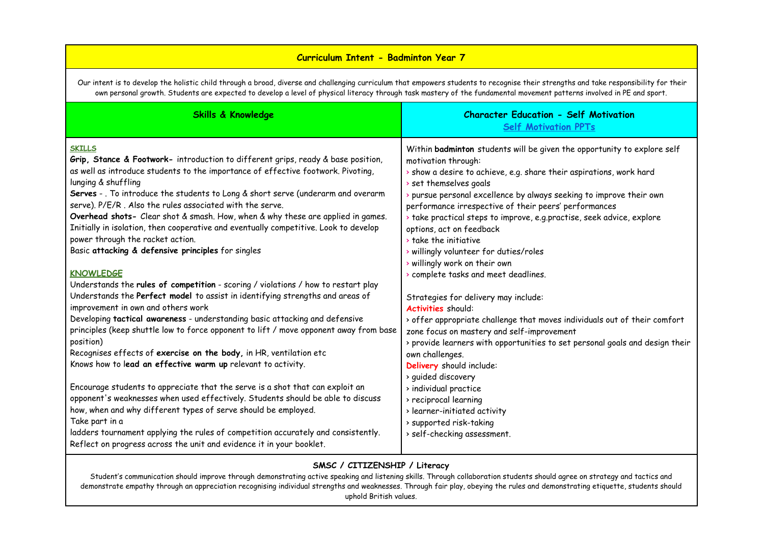## Curriculum Intent - Badminton Year 7

Our intent is to develop the holistic child through a broad, diverse and challenging curriculum that empowers students to recognise their strengths and take responsibility for their own personal growth. Students are expected to develop a level of physical literacy through task mastery of the fundamental movement patterns involved in PE and sport.

### Skills & Knowledge

**SKILLS**

**Grip, Stance & Footwork-** introduction to different grips, ready & base position, as well as introduce students to the importance of effective footwork. Pivoting, lunging & shuffling

**Serves** - . To introduce the students to Long & short serve (underarm and overarm serve). P/E/R . Also the rules associated with the serve.

**Overhead shots-** Clear shot & smash. How, when & why these are applied in games. Initially in isolation, then cooperative and eventually competitive. Look to develop power through the racket action.

Basic **attacking & defensive principles** for singles

**KNOWLEDGE**

Understands the **rules of competition** - scoring / violations / how to restart play

Understands the **Perfect model** to assist in identifying strengths and areas of improvement in own and others work

Developing **tactical awareness** - understanding basic attacking and defensive principles (keep shuttle low to force opponent to lift / move opponent away from base position)

Recognises effects of **exercise on the body,** in HR, ventilation etc

Knows how to l**ead an effective warm up** relevant to activity.

Encourage students to appreciate that the serve is a shot that can exploit an opponent's weaknesses when used effectively. Students should be able to discuss how, when and why different types of serve should be employed.

Take part in a ladders tournament applying the rules of competition accurately and consistently.

Reflect on progress across the unit and evidence it in your booklet.

### Character Education - Self Motivation

Self Motivation PPTs

Within **badminton** students will be given the opportunity to explore self motivation through:

- show a desire to achieve, e.g. share their aspirations, work hard
- set themselves goals
- pursue personal excellence by always seeking to improve their own performance irrespective of their peers' performances
- take practical steps to improve, e.g.practise, seek advice, explore options, act on feedback
- take the initiative
- willingly volunteer for duties/roles
- willingly work on their own
- complete tasks and meet deadlines.

Strategies for delivery may include:

**Activities** should:

- offer appropriate challenge that moves individuals out of their comfort zone focus on mastery and self-improvement
- provide learners with opportunities to set personal goals and design their own challenges.

**Delivery** should include:

- guided discovery
- individual practice
- reciprocal learning
- learner-initiated activity
- supported risk-taking
- self-checking assessment.

### SMSC / CITIZENSHIP / Literacy

Student's communication should improve through demonstrating active speaking and listening skills. Through collaboration students should agree on strategy and tactics and demonstrate empathy through an appreciation recognising individual strengths and weaknesses. Through fair play, obeying the rules and demonstrating etiquette, students should uphold British values.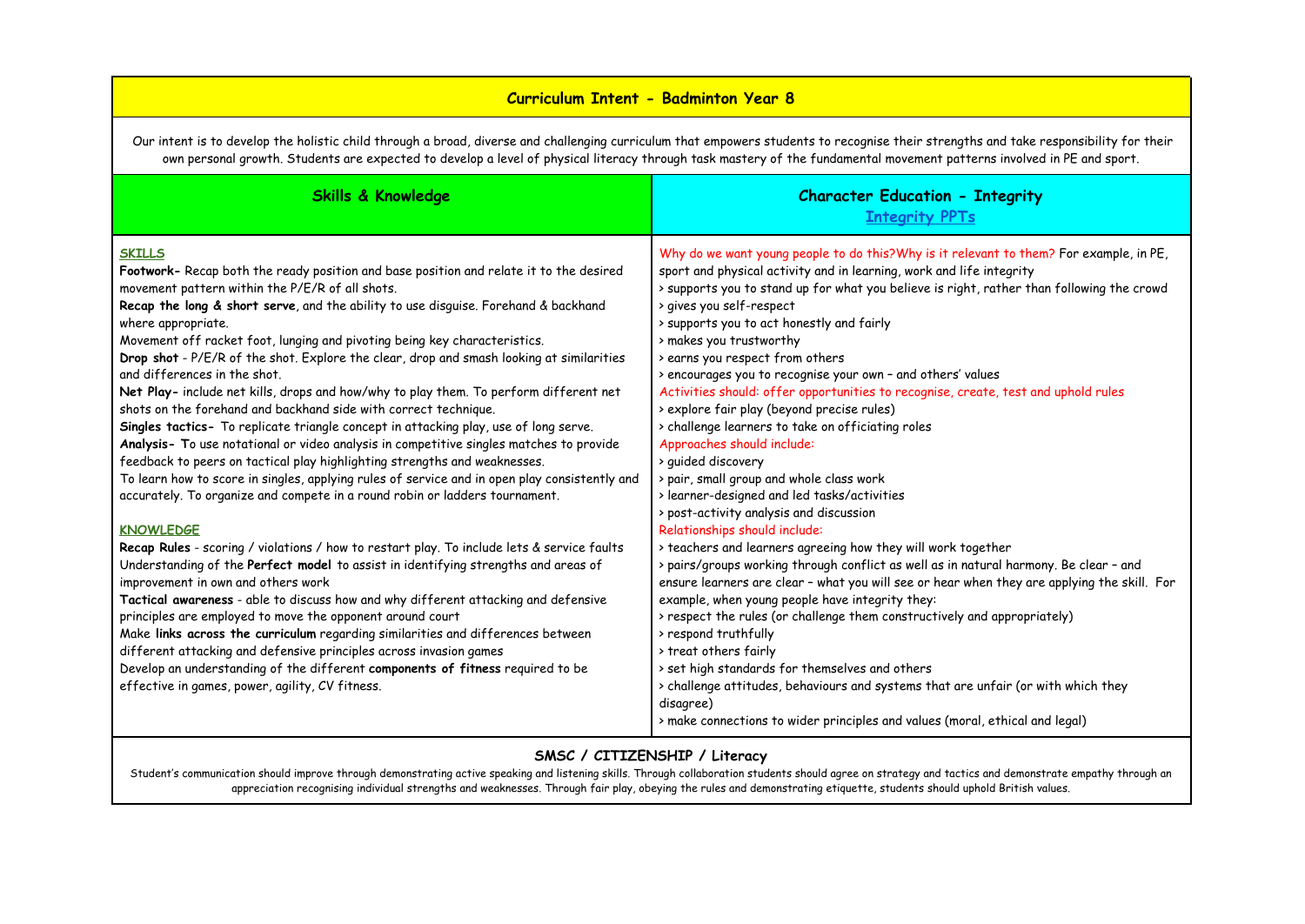## Curriculum Intent - Badminton Year 8

Our intent is to develop the holistic child through a broad, diverse and challenging curriculum that empowers students to recognise their strengths and take responsibility for their own personal growth. Students are expected to develop a level of physical literacy through task mastery of the fundamental movement patterns involved in PE and sport.

### Skills & Knowledge

**SKILLS**

**Footwork-** Recap both the ready position and base position and relate it to the desired movement pattern within the P/E/R of all shots.

**Recap the long & short serve**, and the ability to use disguise. Forehand & backhand where appropriate.

Movement off racket foot, lunging and pivoting being key characteristics.

**Drop shot** - P/E/R of the shot. Explore the clear, drop and smash looking at similarities and differences in the shot.

**Net Play-** include net kills, drops and how/why to play them. To perform different net shots on the forehand and backhand side with correct technique.

**Singles tactics-** To replicate triangle concept in attacking play, use of long serve.

**Analysis- T**o use notational or video analysis in competitive singles matches to provide feedback to peers on tactical play highlighting strengths and weaknesses.

To learn how to score in singles, applying rules of service and in open play consistently and accurately. To organize and compete in a round robin or ladders tournament.

**KNOWLEDGE**

**Recap Rules** - scoring / violations / how to restart play. To include lets & service faults

Understanding of the **Perfect model** to assist in identifying strengths and areas of improvement in own and others work

**Tactical awareness** - able to discuss how and why different attacking and defensive principles are employed to move the opponent around court

Make **links across the curriculum** regarding similarities and differences between different attacking and defensive principles across invasion games

Develop an understanding of the different **components of fitness** required to be effective in games, power, agility, CV fitness.

### Character Education - Integrity

Integrity PPTs

Why do we want young people to do this?Why is it relevant to them? For example, in PE, sport and physical activity and in learning, work and life integrity

> supports you to stand up for what you believe is right, rather than following the crowd
> gives you self-respect
> supports you to act honestly and fairly
> makes you trustworthy
> earns you respect from others
> encourages you to recognise your own – and others' values

Activities should: offer opportunities to recognise, create, test and uphold rules

> explore fair play (beyond precise rules)
> challenge learners to take on officiating roles

Approaches should include:

> guided discovery
> pair, small group and whole class work
> learner-designed and led tasks/activities
> post-activity analysis and discussion

Relationships should include:

> teachers and learners agreeing how they will work together
> pairs/groups working through conflict as well as in natural harmony. Be clear – and ensure learners are clear – what you will see or hear when they are applying the skill. For example, when young people have integrity they:
> respect the rules (or challenge them constructively and appropriately)
> respond truthfully
> treat others fairly
> set high standards for themselves and others
> challenge attitudes, behaviours and systems that are unfair (or with which they disagree)
> make connections to wider principles and values (moral, ethical and legal)

### SMSC / CITIZENSHIP / Literacy

Student's communication should improve through demonstrating active speaking and listening skills. Through collaboration students should agree on strategy and tactics and demonstrate empathy through an appreciation recognising individual strengths and weaknesses. Through fair play, obeying the rules and demonstrating etiquette, students should uphold British values.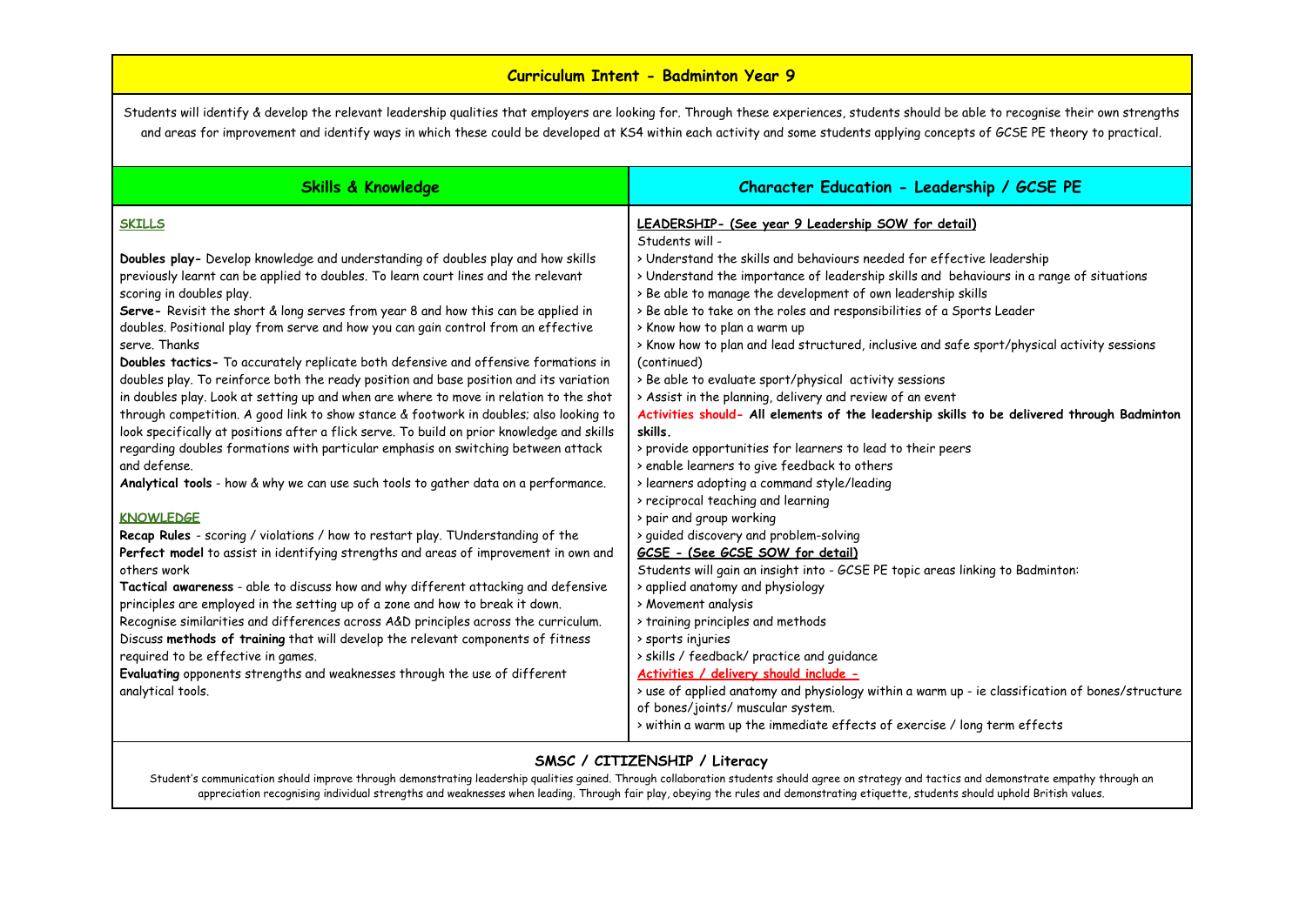# Curriculum Intent - Badminton Year 9

Students will identify & develop the relevant leadership qualities that employers are looking for. Through these experiences, students should be able to recognise their own strengths and areas for improvement and identify ways in which these could be developed at KS4 within each activity and some students applying concepts of GCSE PE theory to practical.

| Skills & Knowledge | Character Education - Leadership / GCSE PE |
|---|---|
| **SKILLS**<br><br>**Doubles play-** Develop knowledge and understanding of doubles play and how skills previously learnt can be applied to doubles. To learn court lines and the relevant scoring in doubles play.<br>**Serve-** Revisit the short & long serves from year 8 and how this can be applied in doubles. Positional play from serve and how you can gain control from an effective serve. Thanks<br>**Doubles tactics-** To accurately replicate both defensive and offensive formations in doubles play. To reinforce both the ready position and base position and its variation in doubles play. Look at setting up and when are where to move in relation to the shot through competition. A good link to show stance & footwork in doubles; also looking to look specifically at positions after a flick serve. To build on prior knowledge and skills regarding doubles formations with particular emphasis on switching between attack and defense.<br>**Analytical tools** - how & why we can use such tools to gather data on a performance.<br><br>**KNOWLEDGE**<br>**Recap Rules** - scoring / violations / how to restart play. TUnderstanding of the **Perfect model** to assist in identifying strengths and areas of improvement in own and others work<br>**Tactical awareness** - able to discuss how and why different attacking and defensive principles are employed in the setting up of a zone and how to break it down. Recognise similarities and differences across A&D principles across the curriculum. Discuss **methods of training** that will develop the relevant components of fitness required to be effective in games.<br>**Evaluating** opponents strengths and weaknesses through the use of different analytical tools. | **LEADERSHIP- (See year 9 Leadership SOW for detail)**<br>Students will -<br>> Understand the skills and behaviours needed for effective leadership<br>> Understand the importance of leadership skills and behaviours in a range of situations<br>> Be able to manage the development of own leadership skills<br>> Be able to take on the roles and responsibilities of a Sports Leader<br>> Know how to plan a warm up<br>> Know how to plan and lead structured, inclusive and safe sport/physical activity sessions (continued)<br>> Be able to evaluate sport/physical activity sessions<br>> Assist in the planning, delivery and review of an event<br>Activities should- **All elements of the leadership skills to be delivered through Badminton skills.**<br>> provide opportunities for learners to lead to their peers<br>> enable learners to give feedback to others<br>> learners adopting a command style/leading<br>> reciprocal teaching and learning<br>> pair and group working<br>> guided discovery and problem-solving<br>**GCSE - (See GCSE SOW for detail)**<br>Students will gain an insight into - GCSE PE topic areas linking to Badminton:<br>> applied anatomy and physiology<br>> Movement analysis<br>> training principles and methods<br>> sports injuries<br>> skills / feedback/ practice and guidance<br>Activities / delivery should include -<br>> use of applied anatomy and physiology within a warm up - ie classification of bones/structure of bones/joints/ muscular system.<br>> within a warm up the immediate effects of exercise / long term effects |

## SMSC / CITIZENSHIP / Literacy

Student's communication should improve through demonstrating leadership qualities gained. Through collaboration students should agree on strategy and tactics and demonstrate empathy through an appreciation recognising individual strengths and weaknesses when leading. Through fair play, obeying the rules and demonstrating etiquette, students should uphold British values.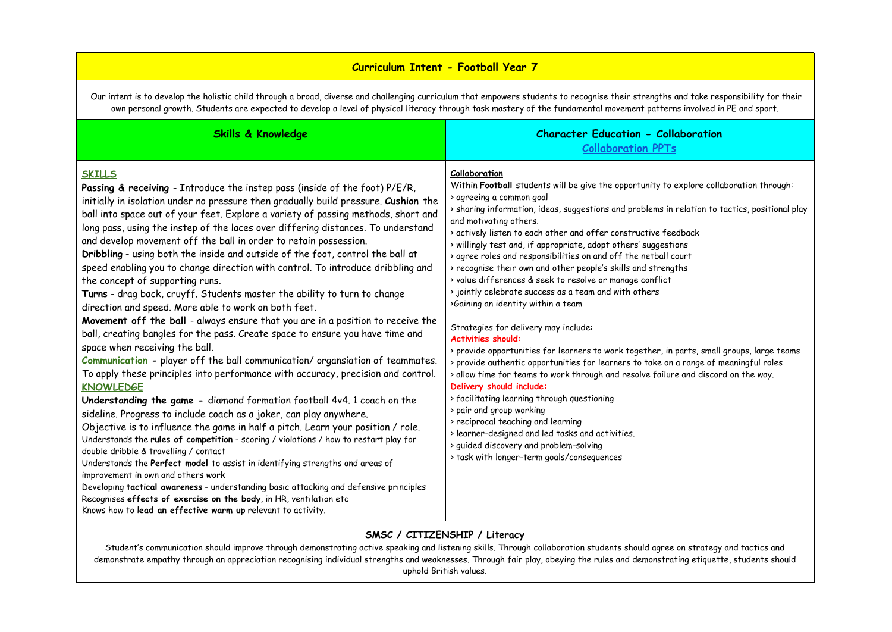## Curriculum Intent - Football Year 7

Our intent is to develop the holistic child through a broad, diverse and challenging curriculum that empowers students to recognise their strengths and take responsibility for their own personal growth. Students are expected to develop a level of physical literacy through task mastery of the fundamental movement patterns involved in PE and sport.

### Skills & Knowledge

**SKILLS**

**Passing & receiving** - Introduce the instep pass (inside of the foot) P/E/R, initially in isolation under no pressure then gradually build pressure. **Cushion** the ball into space out of your feet. Explore a variety of passing methods, short and long pass, using the instep of the laces over differing distances. To understand and develop movement off the ball in order to retain possession.

**Dribbling** - using both the inside and outside of the foot, control the ball at speed enabling you to change direction with control. To introduce dribbling and the concept of supporting runs.

**Turns** - drag back, cruyff. Students master the ability to turn to change direction and speed. More able to work on both feet.

**Movement off the ball** - always ensure that you are in a position to receive the ball, creating bangles for the pass. Create space to ensure you have time and space when receiving the ball.

**Communication -** player off the ball communication/ organsiation of teammates. To apply these principles into performance with accuracy, precision and control.

**KNOWLEDGE**

**Understanding the game -** diamond formation football 4v4. 1 coach on the sideline. Progress to include coach as a joker, can play anywhere.
Objective is to influence the game in half a pitch. Learn your position / role.
Understands the **rules of competition** - scoring / violations / how to restart play for double dribble & travelling / contact
Understands the **Perfect model** to assist in identifying strengths and areas of improvement in own and others work
Developing **tactical awareness** - understanding basic attacking and defensive principles
Recognises **effects of exercise on the body**, in HR, ventilation etc
Knows how to **lead an effective warm up** relevant to activity.

### Character Education - Collaboration

Collaboration PPTs

**Collaboration**

Within **Football** students will be give the opportunity to explore collaboration through:

> agreeing a common goal
> sharing information, ideas, suggestions and problems in relation to tactics, positional play and motivating others.
> actively listen to each other and offer constructive feedback
> willingly test and, if appropriate, adopt others' suggestions
> agree roles and responsibilities on and off the netball court
> recognise their own and other people's skills and strengths
> value differences & seek to resolve or manage conflict
> jointly celebrate success as a team and with others
>Gaining an identity within a team

Strategies for delivery may include:

**Activities should:**

> provide opportunities for learners to work together, in parts, small groups, large teams
> provide authentic opportunities for learners to take on a range of meaningful roles
> allow time for teams to work through and resolve failure and discord on the way.

**Delivery should include:**

> facilitating learning through questioning
> pair and group working
> reciprocal teaching and learning
> learner-designed and led tasks and activities.
> guided discovery and problem-solving
> task with longer-term goals/consequences

### SMSC / CITIZENSHIP / Literacy

Student's communication should improve through demonstrating active speaking and listening skills. Through collaboration students should agree on strategy and tactics and demonstrate empathy through an appreciation recognising individual strengths and weaknesses. Through fair play, obeying the rules and demonstrating etiquette, students should uphold British values.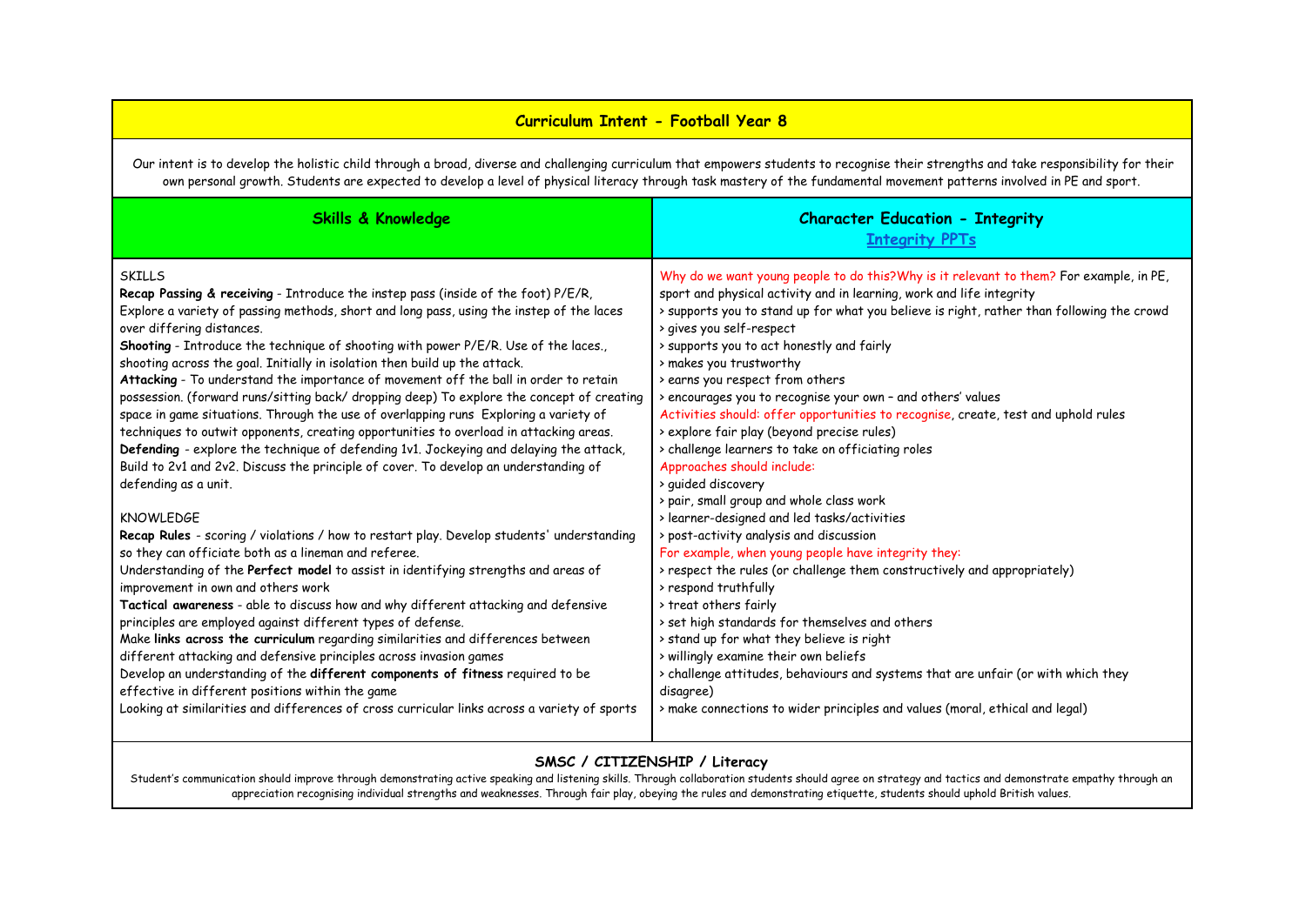# Curriculum Intent - Football Year 8

Our intent is to develop the holistic child through a broad, diverse and challenging curriculum that empowers students to recognise their strengths and take responsibility for their own personal growth. Students are expected to develop a level of physical literacy through task mastery of the fundamental movement patterns involved in PE and sport.

## Skills & Knowledge

SKILLS

**Recap Passing & receiving** - Introduce the instep pass (inside of the foot) P/E/R, Explore a variety of passing methods, short and long pass, using the instep of the laces over differing distances.

**Shooting** - Introduce the technique of shooting with power P/E/R. Use of the laces., shooting across the goal. Initially in isolation then build up the attack.

**Attacking** - To understand the importance of movement off the ball in order to retain possession. (forward runs/sitting back/ dropping deep) To explore the concept of creating space in game situations. Through the use of overlapping runs Exploring a variety of techniques to outwit opponents, creating opportunities to overload in attacking areas.

**Defending** - explore the technique of defending 1v1. Jockeying and delaying the attack, Build to 2v1 and 2v2. Discuss the principle of cover. To develop an understanding of defending as a unit.

KNOWLEDGE

**Recap Rules** - scoring / violations / how to restart play. Develop students' understanding so they can officiate both as a lineman and referee.

Understanding of the **Perfect model** to assist in identifying strengths and areas of improvement in own and others work

**Tactical awareness** - able to discuss how and why different attacking and defensive principles are employed against different types of defense.

Make **links across the curriculum** regarding similarities and differences between different attacking and defensive principles across invasion games

Develop an understanding of the **different components of fitness** required to be effective in different positions within the game

Looking at similarities and differences of cross curricular links across a variety of sports

## Character Education - Integrity

[Integrity PPTs]

Why do we want young people to do this?Why is it relevant to them? For example, in PE, sport and physical activity and in learning, work and life integrity

- supports you to stand up for what you believe is right, rather than following the crowd
- gives you self-respect
- supports you to act honestly and fairly
- makes you trustworthy
- earns you respect from others
- encourages you to recognise your own – and others' values

Activities should: offer opportunities to recognise, create, test and uphold rules

- explore fair play (beyond precise rules)
- challenge learners to take on officiating roles

Approaches should include:

- guided discovery
- pair, small group and whole class work
- learner-designed and led tasks/activities
- post-activity analysis and discussion

For example, when young people have integrity they:

- respect the rules (or challenge them constructively and appropriately)
- respond truthfully
- treat others fairly
- set high standards for themselves and others
- stand up for what they believe is right
- willingly examine their own beliefs
- challenge attitudes, behaviours and systems that are unfair (or with which they disagree)
- make connections to wider principles and values (moral, ethical and legal)

## SMSC / CITIZENSHIP / Literacy

Student's communication should improve through demonstrating active speaking and listening skills. Through collaboration students should agree on strategy and tactics and demonstrate empathy through an appreciation recognising individual strengths and weaknesses. Through fair play, obeying the rules and demonstrating etiquette, students should uphold British values.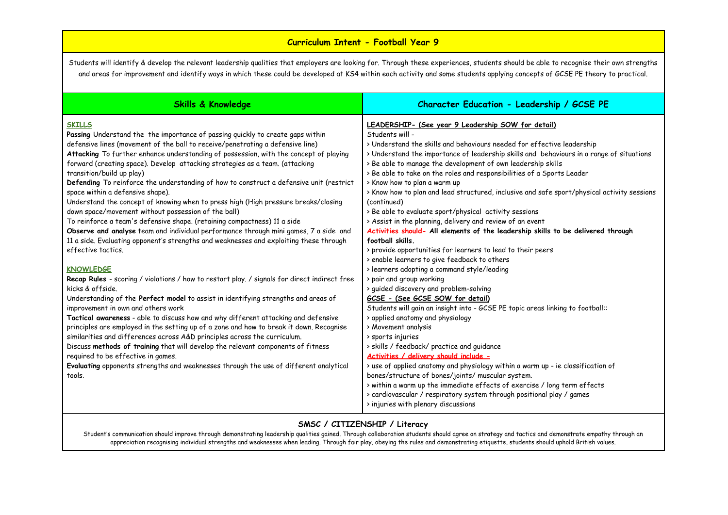## Curriculum Intent - Football Year 9

Students will identify & develop the relevant leadership qualities that employers are looking for. Through these experiences, students should be able to recognise their own strengths and areas for improvement and identify ways in which these could be developed at KS4 within each activity and some students applying concepts of GCSE PE theory to practical.

### Skills & Knowledge

**SKILLS**

**Passing** Understand the the importance of passing quickly to create gaps within defensive lines (movement of the ball to receive/penetrating a defensive line)

**Attacking** To further enhance understanding of possession, with the concept of playing forward (creating space). Develop attacking strategies as a team. (attacking transition/build up play)

**Defending** To reinforce the understanding of how to construct a defensive unit (restrict space within a defensive shape).

Understand the concept of knowing when to press high (High pressure breaks/closing down space/movement without possession of the ball)

To reinforce a team's defensive shape. (retaining compactness) 11 a side

**Observe and analyse** team and individual performance through mini games, 7 a side and 11 a side. Evaluating opponent's strengths and weaknesses and exploiting these through effective tactics.

**KNOWLEDGE**

**Recap Rules** - scoring / violations / how to restart play. / signals for direct indirect free kicks & offside.

Understanding of the **Perfect model** to assist in identifying strengths and areas of improvement in own and others work

**Tactical awareness** - able to discuss how and why different attacking and defensive principles are employed in the setting up of a zone and how to break it down. Recognise similarities and differences across A&D principles across the curriculum.

Discuss **methods of training** that will develop the relevant components of fitness required to be effective in games.

**Evaluating** opponents strengths and weaknesses through the use of different analytical tools.

### Character Education - Leadership / GCSE PE

**LEADERSHIP- (See year 9 Leadership SOW for detail)**

Students will -

> Understand the skills and behaviours needed for effective leadership
> Understand the importance of leadership skills and behaviours in a range of situations
> Be able to manage the development of own leadership skills
> Be able to take on the roles and responsibilities of a Sports Leader
> Know how to plan a warm up
> Know how to plan and lead structured, inclusive and safe sport/physical activity sessions (continued)
> Be able to evaluate sport/physical activity sessions
> Assist in the planning, delivery and review of an event

**Activities should- All elements of the leadership skills to be delivered through football skills.**

> provide opportunities for learners to lead to their peers
> enable learners to give feedback to others
> learners adopting a command style/leading
> pair and group working
> guided discovery and problem-solving

**GCSE - (See GCSE SOW for detail)**

Students will gain an insight into - GCSE PE topic areas linking to football::

> applied anatomy and physiology
> Movement analysis
> sports injuries
> skills / feedback/ practice and guidance

**Activities / delivery should include -**

> use of applied anatomy and physiology within a warm up - ie classification of bones/structure of bones/joints/ muscular system.
> within a warm up the immediate effects of exercise / long term effects
> cardiovascular / respiratory system through positional play / games
> injuries with plenary discussions

### SMSC / CITIZENSHIP / Literacy

Student's communication should improve through demonstrating leadership qualities gained. Through collaboration students should agree on strategy and tactics and demonstrate empathy through an appreciation recognising individual strengths and weaknesses when leading. Through fair play, obeying the rules and demonstrating etiquette, students should uphold British values.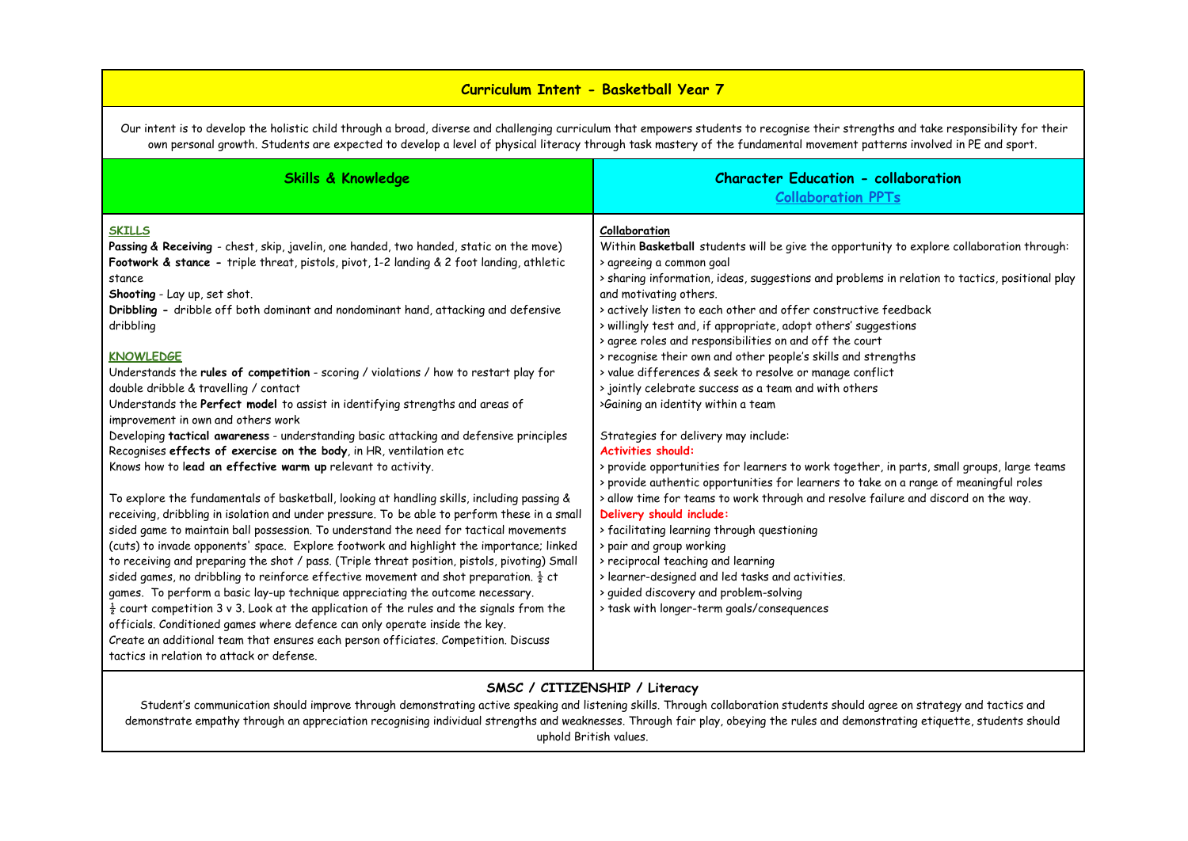# Curriculum Intent - Basketball Year 7

Our intent is to develop the holistic child through a broad, diverse and challenging curriculum that empowers students to recognise their strengths and take responsibility for their own personal growth. Students are expected to develop a level of physical literacy through task mastery of the fundamental movement patterns involved in PE and sport.

## Skills & Knowledge

**SKILLS**

**Passing & Receiving** - chest, skip, javelin, one handed, two handed, static on the move)
**Footwork & stance -** triple threat, pistols, pivot, 1-2 landing & 2 foot landing, athletic stance
**Shooting** - Lay up, set shot.
**Dribbling -** dribble off both dominant and nondominant hand, attacking and defensive dribbling

**KNOWLEDGE**

Understands the **rules of competition** - scoring / violations / how to restart play for double dribble & travelling / contact
Understands the **Perfect model** to assist in identifying strengths and areas of improvement in own and others work
Developing **tactical awareness** - understanding basic attacking and defensive principles
Recognises **effects of exercise on the body**, in HR, ventilation etc
Knows how to l**ead an effective warm up** relevant to activity.

To explore the fundamentals of basketball, looking at handling skills, including passing & receiving, dribbling in isolation and under pressure. To be able to perform these in a small sided game to maintain ball possession. To understand the need for tactical movements (cuts) to invade opponents' space. Explore footwork and highlight the importance; linked to receiving and preparing the shot / pass. (Triple threat position, pistols, pivoting) Small sided games, no dribbling to reinforce effective movement and shot preparation. ½ ct games. To perform a basic lay-up technique appreciating the outcome necessary.
½ court competition 3 v 3. Look at the application of the rules and the signals from the officials. Conditioned games where defence can only operate inside the key.
Create an additional team that ensures each person officiates. Competition. Discuss tactics in relation to attack or defense.

## Character Education - collaboration

Collaboration PPTs

**Collaboration**

Within **Basketball** students will be give the opportunity to explore collaboration through:
> agreeing a common goal
> sharing information, ideas, suggestions and problems in relation to tactics, positional play and motivating others.
> actively listen to each other and offer constructive feedback
> willingly test and, if appropriate, adopt others' suggestions
> agree roles and responsibilities on and off the court
> recognise their own and other people's skills and strengths
> value differences & seek to resolve or manage conflict
> jointly celebrate success as a team and with others
>Gaining an identity within a team

Strategies for delivery may include:

**Activities should:**
> provide opportunities for learners to work together, in parts, small groups, large teams
> provide authentic opportunities for learners to take on a range of meaningful roles
> allow time for teams to work through and resolve failure and discord on the way.

**Delivery should include:**
> facilitating learning through questioning
> pair and group working
> reciprocal teaching and learning
> learner-designed and led tasks and activities.
> guided discovery and problem-solving
> task with longer-term goals/consequences

## SMSC / CITIZENSHIP / Literacy

Student's communication should improve through demonstrating active speaking and listening skills. Through collaboration students should agree on strategy and tactics and demonstrate empathy through an appreciation recognising individual strengths and weaknesses. Through fair play, obeying the rules and demonstrating etiquette, students should uphold British values.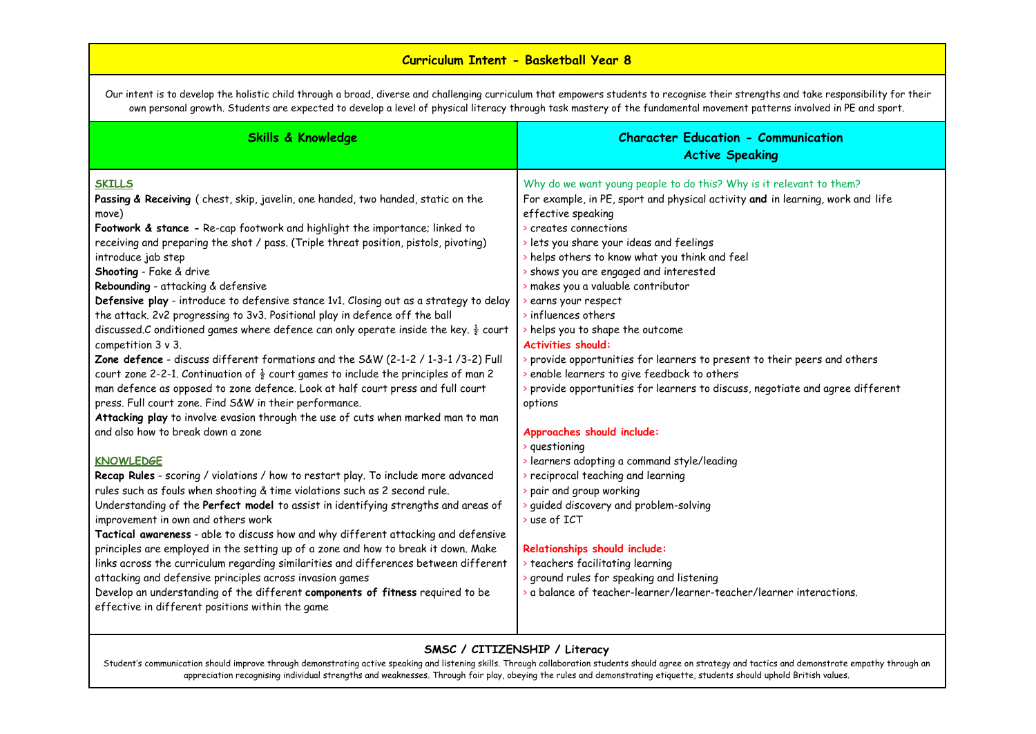# Curriculum Intent - Basketball Year 8

Our intent is to develop the holistic child through a broad, diverse and challenging curriculum that empowers students to recognise their strengths and take responsibility for their own personal growth. Students are expected to develop a level of physical literacy through task mastery of the fundamental movement patterns involved in PE and sport.

## Skills & Knowledge

**SKILLS**

**Passing & Receiving** ( chest, skip, javelin, one handed, two handed, static on the move)

**Footwork & stance -** Re-cap footwork and highlight the importance; linked to receiving and preparing the shot / pass. (Triple threat position, pistols, pivoting) introduce jab step

**Shooting** - Fake & drive

**Rebounding** - attacking & defensive

**Defensive play** - introduce to defensive stance 1v1. Closing out as a strategy to delay the attack. 2v2 progressing to 3v3. Positional play in defence off the ball discussed.C onditioned games where defence can only operate inside the key. ½ court competition 3 v 3.

**Zone defence** - discuss different formations and the S&W (2-1-2 / 1-3-1 /3-2) Full court zone 2-2-1. Continuation of ½ court games to include the principles of man 2 man defence as opposed to zone defence. Look at half court press and full court press. Full court zone. Find S&W in their performance.

**Attacking play** to involve evasion through the use of cuts when marked man to man and also how to break down a zone

**KNOWLEDGE**

**Recap Rules** - scoring / violations / how to restart play. To include more advanced rules such as fouls when shooting & time violations such as 2 second rule.

Understanding of the **Perfect model** to assist in identifying strengths and areas of improvement in own and others work

**Tactical awareness** - able to discuss how and why different attacking and defensive principles are employed in the setting up of a zone and how to break it down. Make links across the curriculum regarding similarities and differences between different attacking and defensive principles across invasion games

Develop an understanding of the different **components of fitness** required to be effective in different positions within the game

## Character Education - Communication Active Speaking

Why do we want young people to do this? Why is it relevant to them?

For example, in PE, sport and physical activity **and** in learning, work and life effective speaking

- creates connections
- lets you share your ideas and feelings
- helps others to know what you think and feel
- shows you are engaged and interested
- makes you a valuable contributor
- earns your respect
- influences others
- helps you to shape the outcome

**Activities should:**

- provide opportunities for learners to present to their peers and others
- enable learners to give feedback to others
- provide opportunities for learners to discuss, negotiate and agree different options

**Approaches should include:**

- questioning
- learners adopting a command style/leading
- reciprocal teaching and learning
- pair and group working
- guided discovery and problem-solving
- use of ICT

**Relationships should include:**

- teachers facilitating learning
- ground rules for speaking and listening
- a balance of teacher-learner/learner-teacher/learner interactions.

## SMSC / CITIZENSHIP / Literacy

Student's communication should improve through demonstrating active speaking and listening skills. Through collaboration students should agree on strategy and tactics and demonstrate empathy through an appreciation recognising individual strengths and weaknesses. Through fair play, obeying the rules and demonstrating etiquette, students should uphold British values.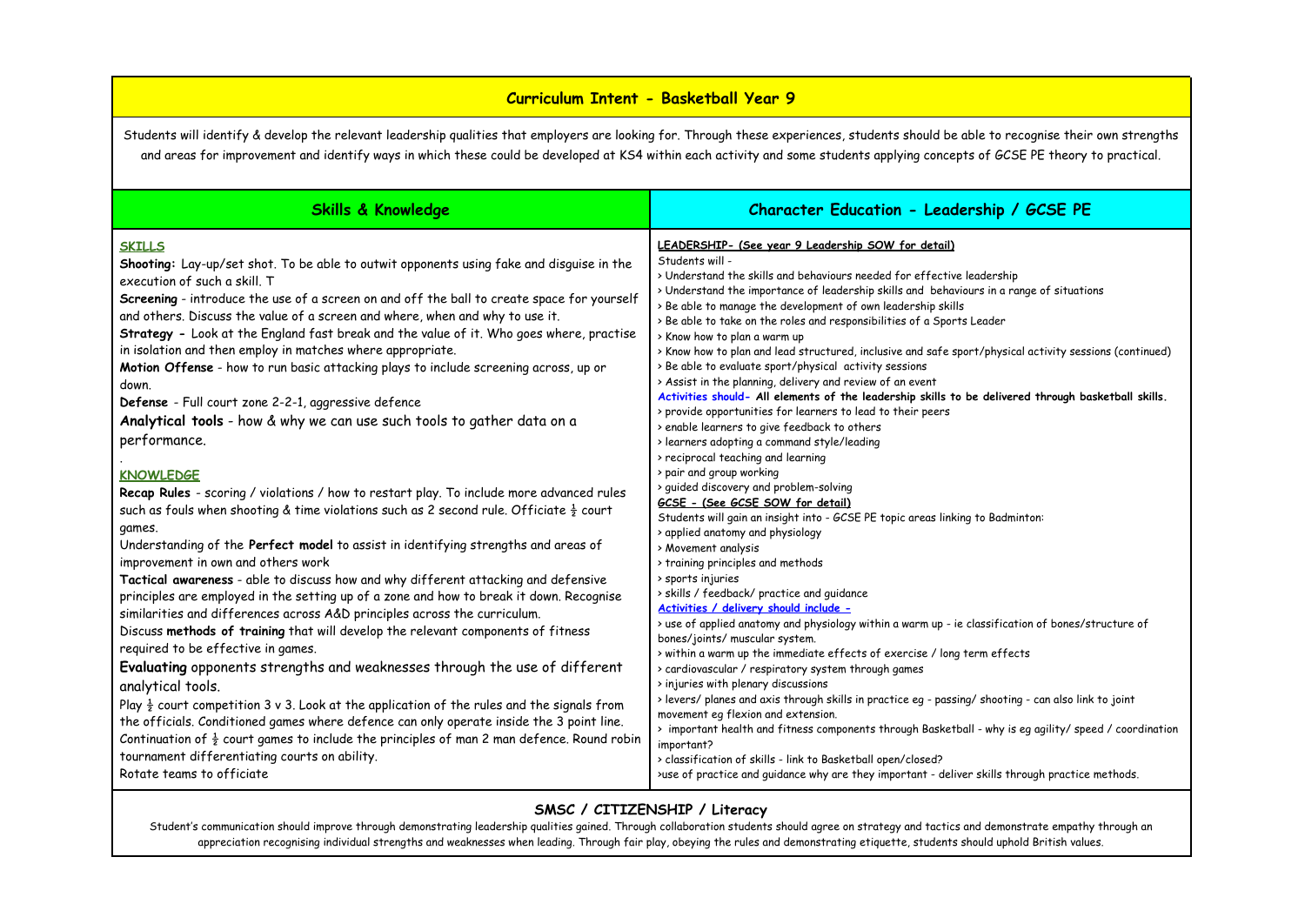# Curriculum Intent - Basketball Year 9

Students will identify & develop the relevant leadership qualities that employers are looking for. Through these experiences, students should be able to recognise their own strengths and areas for improvement and identify ways in which these could be developed at KS4 within each activity and some students applying concepts of GCSE PE theory to practical.

## Skills & Knowledge

**SKILLS**

**Shooting:** Lay-up/set shot. To be able to outwit opponents using fake and disguise in the execution of such a skill. T

**Screening** - introduce the use of a screen on and off the ball to create space for yourself and others. Discuss the value of a screen and where, when and why to use it.

**Strategy** - Look at the England fast break and the value of it. Who goes where, practise in isolation and then employ in matches where appropriate.

**Motion Offense** - how to run basic attacking plays to include screening across, up or down.

**Defense** - Full court zone 2-2-1, aggressive defence

**Analytical tools** - how & why we can use such tools to gather data on a performance.

.

**KNOWLEDGE**

**Recap Rules** - scoring / violations / how to restart play. To include more advanced rules such as fouls when shooting & time violations such as 2 second rule. Officiate ½ court games.

Understanding of the **Perfect model** to assist in identifying strengths and areas of improvement in own and others work

**Tactical awareness** - able to discuss how and why different attacking and defensive principles are employed in the setting up of a zone and how to break it down. Recognise similarities and differences across A&D principles across the curriculum.

Discuss **methods of training** that will develop the relevant components of fitness required to be effective in games.

**Evaluating** opponents strengths and weaknesses through the use of different analytical tools.

Play ½ court competition 3 v 3. Look at the application of the rules and the signals from the officials. Conditioned games where defence can only operate inside the 3 point line. Continuation of ½ court games to include the principles of man 2 man defence. Round robin tournament differentiating courts on ability.

Rotate teams to officiate

## Character Education - Leadership / GCSE PE

**LEADERSHIP- (See year 9 Leadership SOW for detail)**

Students will -

- > Understand the skills and behaviours needed for effective leadership
- > Understand the importance of leadership skills and behaviours in a range of situations
- > Be able to manage the development of own leadership skills
- > Be able to take on the roles and responsibilities of a Sports Leader
- > Know how to plan a warm up
- > Know how to plan and lead structured, inclusive and safe sport/physical activity sessions (continued)
- > Be able to evaluate sport/physical activity sessions
- > Assist in the planning, delivery and review of an event

**Activities should- All elements of the leadership skills to be delivered through basketball skills.**

- > provide opportunities for learners to lead to their peers
- > enable learners to give feedback to others
- > learners adopting a command style/leading
- > reciprocal teaching and learning
- > pair and group working
- > guided discovery and problem-solving

**GCSE - (See GCSE SOW for detail)**

Students will gain an insight into - GCSE PE topic areas linking to Badminton:

- > applied anatomy and physiology
- > Movement analysis
- > training principles and methods
- > sports injuries
- > skills / feedback/ practice and guidance

**Activities / delivery should include -**

- > use of applied anatomy and physiology within a warm up - ie classification of bones/structure of bones/joints/ muscular system.
- > within a warm up the immediate effects of exercise / long term effects
- > cardiovascular / respiratory system through games
- > injuries with plenary discussions
- > levers/ planes and axis through skills in practice eg - passing/ shooting - can also link to joint movement eg flexion and extension.
- > important health and fitness components through Basketball - why is eg agility/ speed / coordination important?
- > classification of skills - link to Basketball open/closed?
- >use of practice and guidance why are they important - deliver skills through practice methods.

## SMSC / CITIZENSHIP / Literacy

Student's communication should improve through demonstrating leadership qualities gained. Through collaboration students should agree on strategy and tactics and demonstrate empathy through an appreciation recognising individual strengths and weaknesses when leading. Through fair play, obeying the rules and demonstrating etiquette, students should uphold British values.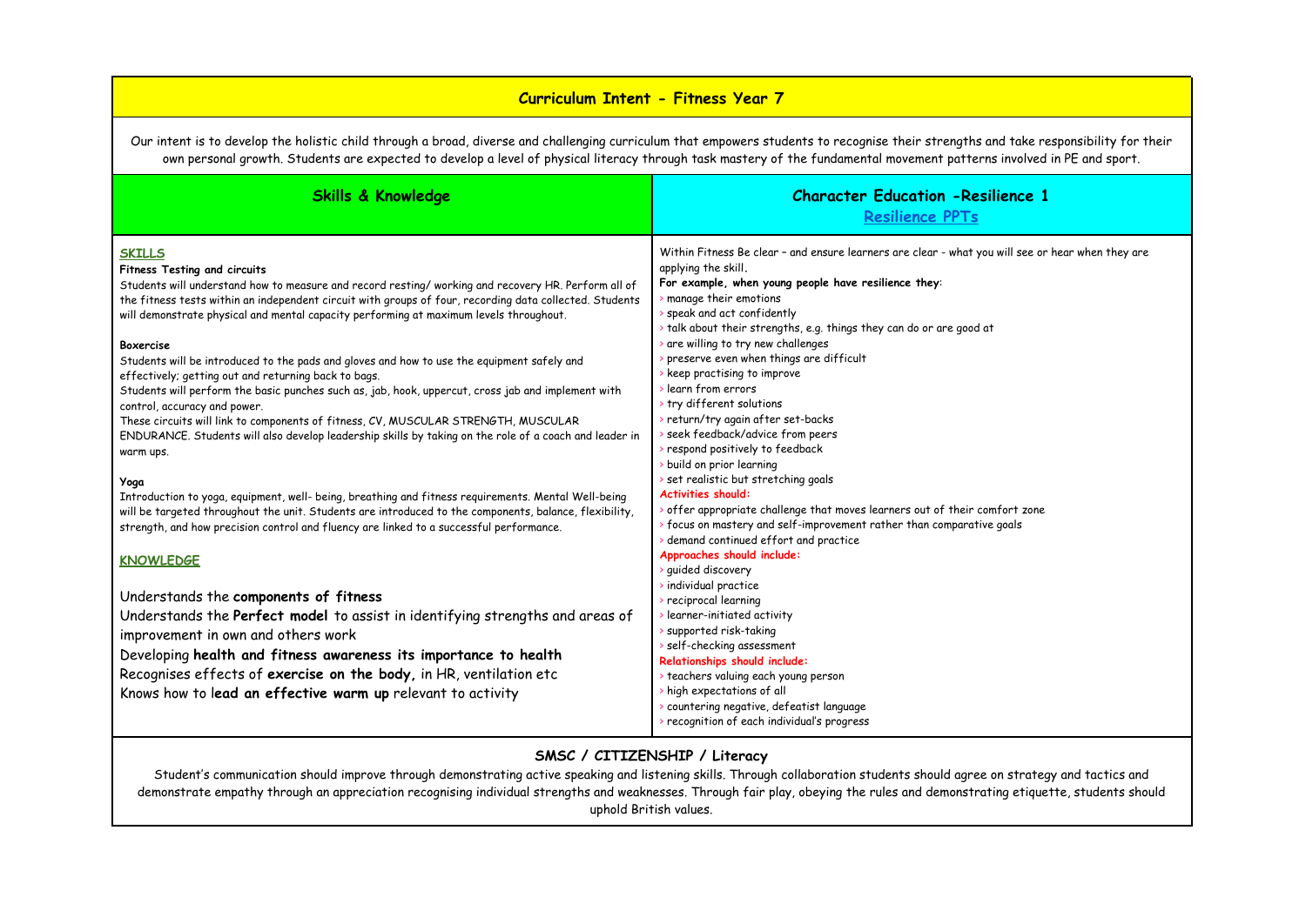# Curriculum Intent - Fitness Year 7

Our intent is to develop the holistic child through a broad, diverse and challenging curriculum that empowers students to recognise their strengths and take responsibility for their own personal growth. Students are expected to develop a level of physical literacy through task mastery of the fundamental movement patterns involved in PE and sport.

## Skills & Knowledge

### SKILLS

**Fitness Testing and circuits**

Students will understand how to measure and record resting/ working and recovery HR. Perform all of the fitness tests within an independent circuit with groups of four, recording data collected. Students will demonstrate physical and mental capacity performing at maximum levels throughout.

**Boxercise**

Students will be introduced to the pads and gloves and how to use the equipment safely and effectively; getting out and returning back to bags.

Students will perform the basic punches such as, jab, hook, uppercut, cross jab and implement with control, accuracy and power.

These circuits will link to components of fitness, CV, MUSCULAR STRENGTH, MUSCULAR ENDURANCE. Students will also develop leadership skills by taking on the role of a coach and leader in warm ups.

**Yoga**

Introduction to yoga, equipment, well- being, breathing and fitness requirements. Mental Well-being will be targeted throughout the unit. Students are introduced to the components, balance, flexibility, strength, and how precision control and fluency are linked to a successful performance.

### KNOWLEDGE

Understands the **components of fitness**

Understands the **Perfect model** to assist in identifying strengths and areas of improvement in own and others work

Developing **health and fitness awareness its importance to health**

Recognises effects of **exercise on the body,** in HR, ventilation etc

Knows how to l**ead an effective warm up** relevant to activity

## Character Education -Resilience 1

[Resilience PPTs]

Within Fitness Be clear – and ensure learners are clear - what you will see or hear when they are applying the skill.

**For example, when young people have resilience they**:

› manage their emotions
› speak and act confidently
› talk about their strengths, e.g. things they can do or are good at
› are willing to try new challenges
› preserve even when things are difficult
› keep practising to improve
› learn from errors
› try different solutions
› return/try again after set-backs
› seek feedback/advice from peers
› respond positively to feedback
› build on prior learning
› set realistic but stretching goals

**Activities should:**

› offer appropriate challenge that moves learners out of their comfort zone
› focus on mastery and self-improvement rather than comparative goals
› demand continued effort and practice

**Approaches should include:**

› guided discovery
› individual practice
› reciprocal learning
› learner-initiated activity
› supported risk-taking
› self-checking assessment

**Relationships should include:**

› teachers valuing each young person
› high expectations of all
› countering negative, defeatist language
› recognition of each individual's progress

## SMSC / CITIZENSHIP / Literacy

Student's communication should improve through demonstrating active speaking and listening skills. Through collaboration students should agree on strategy and tactics and demonstrate empathy through an appreciation recognising individual strengths and weaknesses. Through fair play, obeying the rules and demonstrating etiquette, students should uphold British values.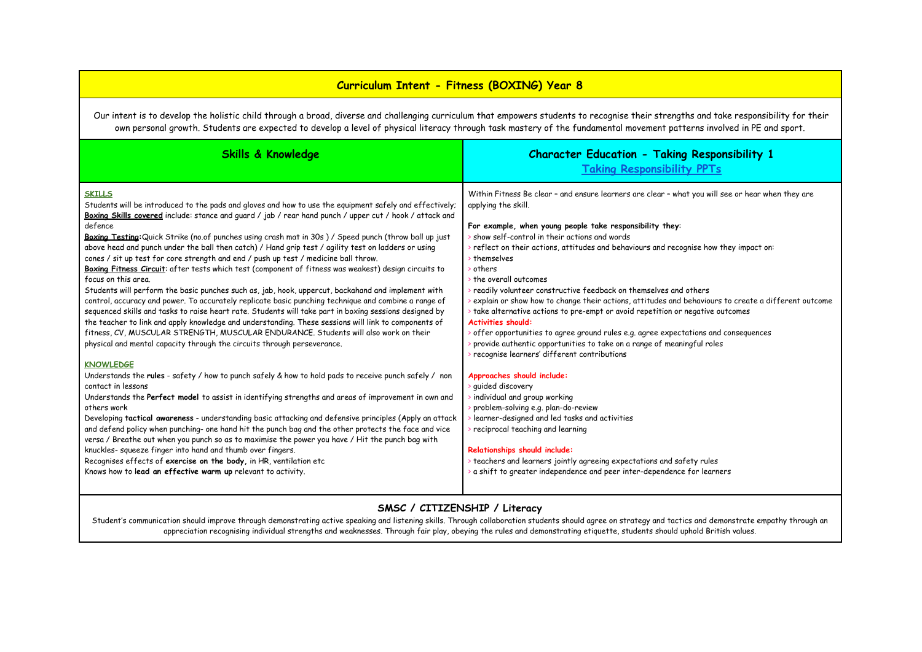## Curriculum Intent - Fitness (BOXING) Year 8

Our intent is to develop the holistic child through a broad, diverse and challenging curriculum that empowers students to recognise their strengths and take responsibility for their own personal growth. Students are expected to develop a level of physical literacy through task mastery of the fundamental movement patterns involved in PE and sport.

### Skills & Knowledge

**SKILLS**

Students will be introduced to the pads and gloves and how to use the equipment safely and effectively; **Boxing Skills covered** include: stance and guard / jab / rear hand punch / upper cut / hook / attack and defence

**Boxing Testing:** Quick Strike (no.of punches using crash mat in 30s ) / Speed punch (throw ball up just above head and punch under the ball then catch) / Hand grip test / agility test on ladders or using cones / sit up test for core strength and end / push up test / medicine ball throw.

**Boxing Fitness Circuit**: after tests which test (component of fitness was weakest) design circuits to focus on this area.

Students will perform the basic punches such as, jab, hook, uppercut, backahand and implement with control, accuracy and power. To accurately replicate basic punching technique and combine a range of sequenced skills and tasks to raise heart rate. Students will take part in boxing sessions designed by the teacher to link and apply knowledge and understanding. These sessions will link to components of fitness, CV, MUSCULAR STRENGTH, MUSCULAR ENDURANCE. Students will also work on their physical and mental capacity through the circuits through perseverance.

**KNOWLEDGE**

Understands the **rules** - safety / how to punch safely & how to hold pads to receive punch safely / non contact in lessons

Understands the **Perfect model** to assist in identifying strengths and areas of improvement in own and others work

Developing **tactical awareness** - understanding basic attacking and defensive principles (Apply an attack and defend policy when punching- one hand hit the punch bag and the other protects the face and vice versa / Breathe out when you punch so as to maximise the power you have / Hit the punch bag with knuckles- squeeze finger into hand and thumb over fingers.

Recognises effects of **exercise on the body,** in HR, ventilation etc

Knows how to **lead an effective warm up** relevant to activity.

### Character Education - Taking Responsibility 1

Taking Responsibility PPTs

Within Fitness Be clear – and ensure learners are clear – what you will see or hear when they are applying the skill.

**For example, when young people take responsibility they**:

- show self-control in their actions and words
- reflect on their actions, attitudes and behaviours and recognise how they impact on:
- themselves
- others
- the overall outcomes
- readily volunteer constructive feedback on themselves and others
- explain or show how to change their actions, attitudes and behaviours to create a different outcome
- take alternative actions to pre-empt or avoid repetition or negative outcomes

**Activities should:**

- offer opportunities to agree ground rules e.g. agree expectations and consequences
- provide authentic opportunities to take on a range of meaningful roles
- recognise learners' different contributions

**Approaches should include:**

- guided discovery
- individual and group working
- problem-solving e.g. plan-do-review
- learner-designed and led tasks and activities
- reciprocal teaching and learning

**Relationships should include:**

- teachers and learners jointly agreeing expectations and safety rules
- a shift to greater independence and peer inter-dependence for learners

### SMSC / CITIZENSHIP / Literacy

Student's communication should improve through demonstrating active speaking and listening skills. Through collaboration students should agree on strategy and tactics and demonstrate empathy through an appreciation recognising individual strengths and weaknesses. Through fair play, obeying the rules and demonstrating etiquette, students should uphold British values.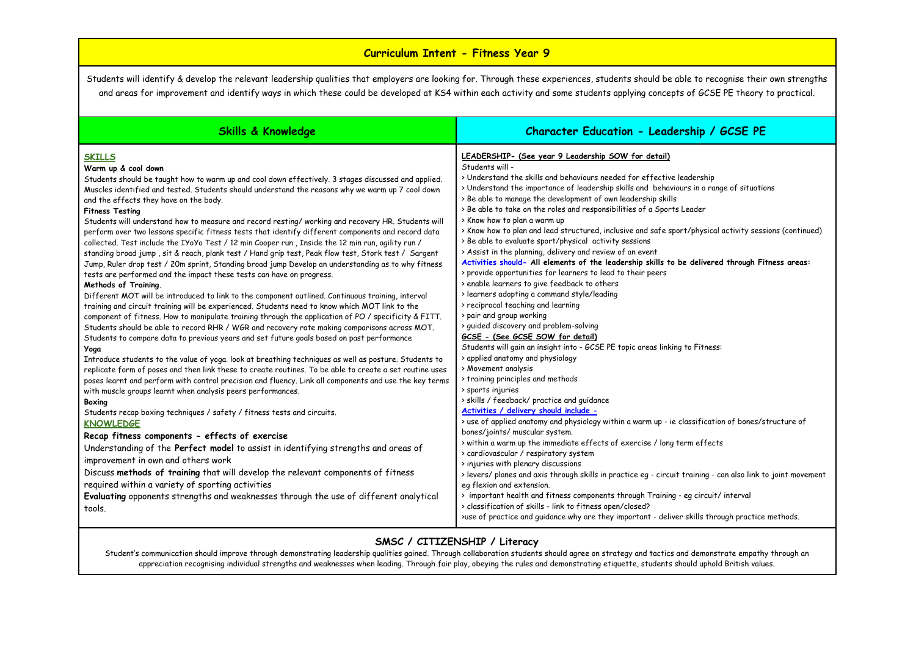# Curriculum Intent - Fitness Year 9

Students will identify & develop the relevant leadership qualities that employers are looking for. Through these experiences, students should be able to recognise their own strengths and areas for improvement and identify ways in which these could be developed at KS4 within each activity and some students applying concepts of GCSE PE theory to practical.

## Skills & Knowledge

### SKILLS

**Warm up & cool down**

Students should be taught how to warm up and cool down effectively. 3 stages discussed and applied. Muscles identified and tested. Students should understand the reasons why we warm up 7 cool down and the effects they have on the body.

**Fitness Testing**

Students will understand how to measure and record resting/ working and recovery HR. Students will perform over two lessons specific fitness tests that identify different components and record data collected. Test include the IYoYo Test / 12 min Cooper run , Inside the 12 min run, agility run / standing broad jump , sit & reach, plank test / Hand grip test, Peak flow test, Stork test / Sargent Jump, Ruler drop test / 20m sprint, Standing broad jump Develop an understanding as to why fitness tests are performed and the impact these tests can have on progress.

**Methods of Training.**

Different MOT will be introduced to link to the component outlined. Continuous training, interval training and circuit training will be experienced. Students need to know which MOT link to the component of fitness. How to manipulate training through the application of PO / specificity & FITT. Students should be able to record RHR / WGR and recovery rate making comparisons across MOT. Students to compare data to previous years and set future goals based on past performance

**Yoga**

Introduce students to the value of yoga. look at breathing techniques as well as posture. Students to replicate form of poses and then link these to create routines. To be able to create a set routine uses poses learnt and perform with control precision and fluency. Link all components and use the key terms with muscle groups learnt when analysis peers performances.

**Boxing**

Students recap boxing techniques / safety / fitness tests and circuits.

### KNOWLEDGE

**Recap fitness components - effects of exercise**

Understanding of the **Perfect model** to assist in identifying strengths and areas of improvement in own and others work

Discuss **methods of training** that will develop the relevant components of fitness required within a variety of sporting activities

**Evaluating** opponents strengths and weaknesses through the use of different analytical tools.

## Character Education - Leadership / GCSE PE

**LEADERSHIP- (See year 9 Leadership SOW for detail)**

Students will -

> Understand the skills and behaviours needed for effective leadership
> Understand the importance of leadership skills and behaviours in a range of situations
> Be able to manage the development of own leadership skills
> Be able to take on the roles and responsibilities of a Sports Leader
> Know how to plan a warm up
> Know how to plan and lead structured, inclusive and safe sport/physical activity sessions (continued)
> Be able to evaluate sport/physical activity sessions
> Assist in the planning, delivery and review of an event

**Activities should- All elements of the leadership skills to be delivered through Fitness areas:**

> provide opportunities for learners to lead to their peers
> enable learners to give feedback to others
> learners adopting a command style/leading
> reciprocal teaching and learning
> pair and group working
> guided discovery and problem-solving

**GCSE - (See GCSE SOW for detail)**

Students will gain an insight into - GCSE PE topic areas linking to Fitness:

> applied anatomy and physiology
> Movement analysis
> training principles and methods
> sports injuries
> skills / feedback/ practice and guidance

**Activities / delivery should include -**

> use of applied anatomy and physiology within a warm up - ie classification of bones/structure of bones/joints/ muscular system.
> within a warm up the immediate effects of exercise / long term effects
> cardiovascular / respiratory system
> injuries with plenary discussions
> levers/ planes and axis through skills in practice eg - circuit training - can also link to joint movement eg flexion and extension.
> important health and fitness components through Training - eg circuit/ interval
> classification of skills - link to fitness open/closed?
>use of practice and guidance why are they important - deliver skills through practice methods.

## SMSC / CITIZENSHIP / Literacy

Student's communication should improve through demonstrating leadership qualities gained. Through collaboration students should agree on strategy and tactics and demonstrate empathy through an appreciation recognising individual strengths and weaknesses when leading. Through fair play, obeying the rules and demonstrating etiquette, students should uphold British values.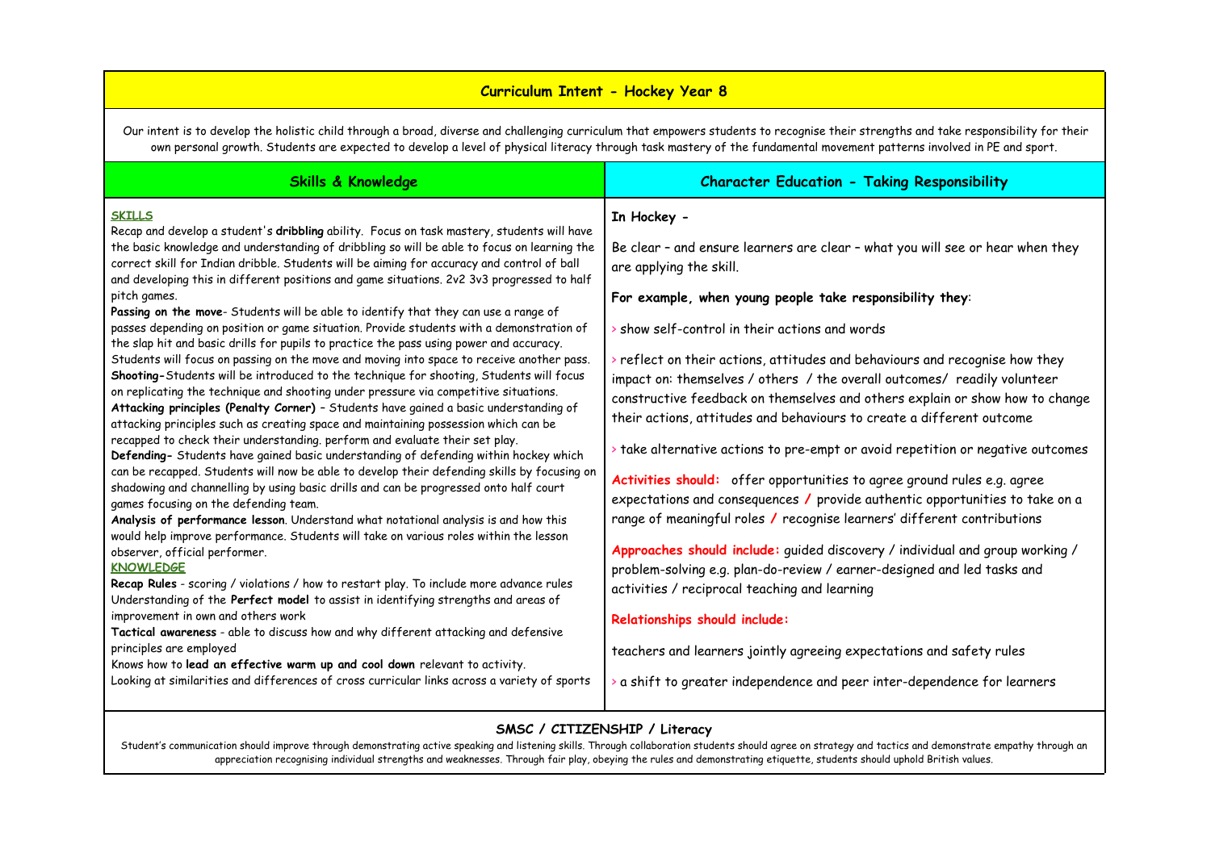# Curriculum Intent - Hockey Year 8

Our intent is to develop the holistic child through a broad, diverse and challenging curriculum that empowers students to recognise their strengths and take responsibility for their own personal growth. Students are expected to develop a level of physical literacy through task mastery of the fundamental movement patterns involved in PE and sport.

## Skills & Knowledge

**SKILLS**

Recap and develop a student's **dribbling** ability. Focus on task mastery, students will have the basic knowledge and understanding of dribbling so will be able to focus on learning the correct skill for Indian dribble. Students will be aiming for accuracy and control of ball and developing this in different positions and game situations. 2v2 3v3 progressed to half pitch games.

**Passing on the move**- Students will be able to identify that they can use a range of passes depending on position or game situation. Provide students with a demonstration of the slap hit and basic drills for pupils to practice the pass using power and accuracy. Students will focus on passing on the move and moving into space to receive another pass.

**Shooting-**Students will be introduced to the technique for shooting, Students will focus on replicating the technique and shooting under pressure via competitive situations.

**Attacking principles (Penalty Corner)** – Students have gained a basic understanding of attacking principles such as creating space and maintaining possession which can be recapped to check their understanding. perform and evaluate their set play.

**Defending-** Students have gained basic understanding of defending within hockey which can be recapped. Students will now be able to develop their defending skills by focusing on shadowing and channelling by using basic drills and can be progressed onto half court games focusing on the defending team.

**Analysis of performance lesson**. Understand what notational analysis is and how this would help improve performance. Students will take on various roles within the lesson observer, official performer.

**KNOWLEDGE**

**Recap Rules** - scoring / violations / how to restart play. To include more advance rules

Understanding of the **Perfect model** to assist in identifying strengths and areas of improvement in own and others work

**Tactical awareness** - able to discuss how and why different attacking and defensive principles are employed

Knows how to **lead an effective warm up and cool down** relevant to activity.

Looking at similarities and differences of cross curricular links across a variety of sports

## Character Education - Taking Responsibility

**In Hockey -**

Be clear – and ensure learners are clear – what you will see or hear when they are applying the skill.

**For example, when young people take responsibility they**:

› show self-control in their actions and words

› reflect on their actions, attitudes and behaviours and recognise how they impact on: themselves / others / the overall outcomes/ readily volunteer constructive feedback on themselves and others explain or show how to change their actions, attitudes and behaviours to create a different outcome

› take alternative actions to pre-empt or avoid repetition or negative outcomes

**Activities should:** offer opportunities to agree ground rules e.g. agree expectations and consequences / provide authentic opportunities to take on a range of meaningful roles / recognise learners' different contributions

**Approaches should include:** guided discovery / individual and group working / problem-solving e.g. plan-do-review / earner-designed and led tasks and activities / reciprocal teaching and learning

**Relationships should include:**

teachers and learners jointly agreeing expectations and safety rules

› a shift to greater independence and peer inter-dependence for learners

## SMSC / CITIZENSHIP / Literacy

Student's communication should improve through demonstrating active speaking and listening skills. Through collaboration students should agree on strategy and tactics and demonstrate empathy through an appreciation recognising individual strengths and weaknesses. Through fair play, obeying the rules and demonstrating etiquette, students should uphold British values.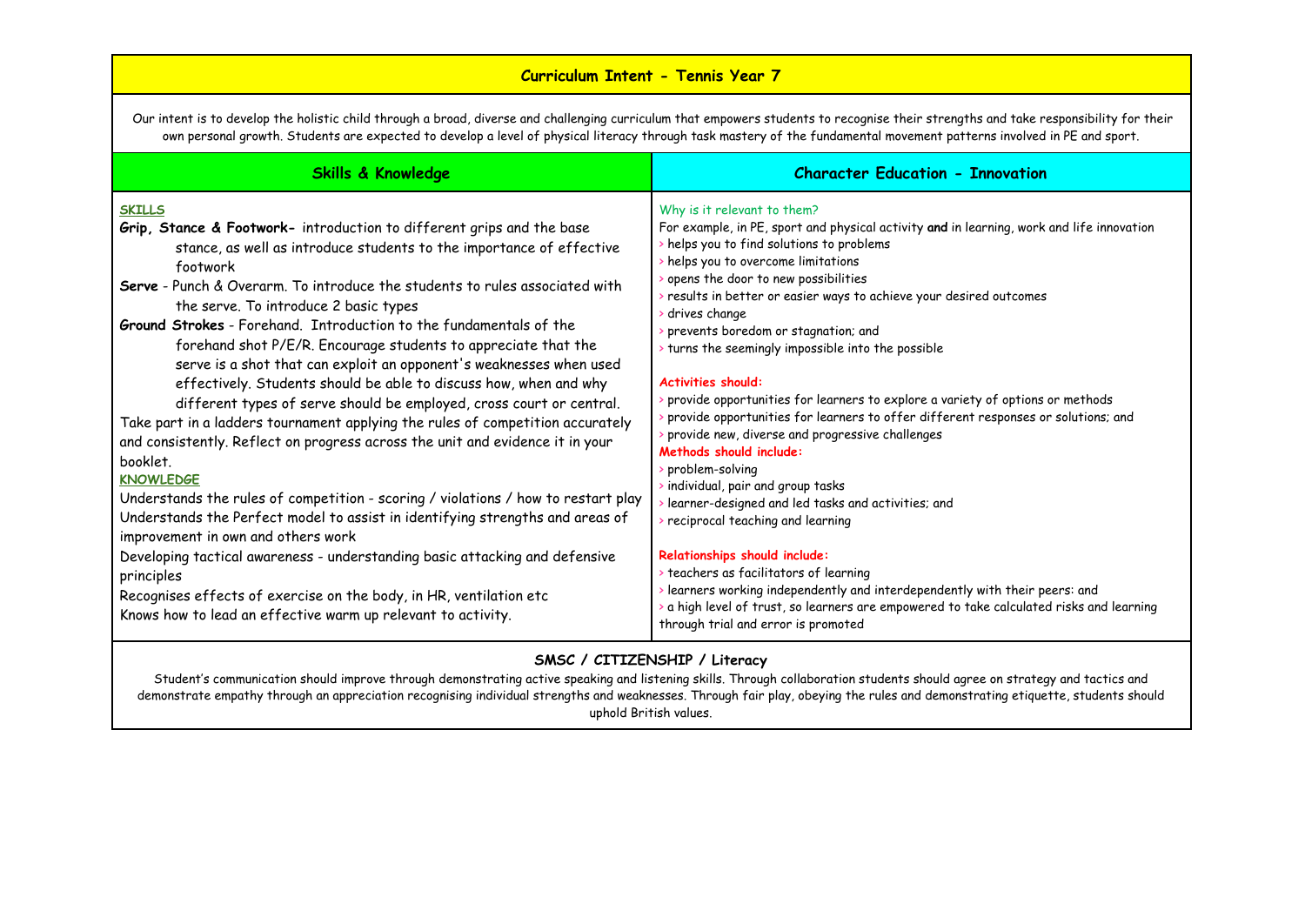# Curriculum Intent - Tennis Year 7

Our intent is to develop the holistic child through a broad, diverse and challenging curriculum that empowers students to recognise their strengths and take responsibility for their own personal growth. Students are expected to develop a level of physical literacy through task mastery of the fundamental movement patterns involved in PE and sport.

## Skills & Knowledge

**SKILLS**

**Grip, Stance & Footwork-** introduction to different grips and the base stance, as well as introduce students to the importance of effective footwork

**Serve** - Punch & Overarm. To introduce the students to rules associated with the serve. To introduce 2 basic types

**Ground Strokes** - Forehand. Introduction to the fundamentals of the forehand shot P/E/R. Encourage students to appreciate that the serve is a shot that can exploit an opponent's weaknesses when used effectively. Students should be able to discuss how, when and why different types of serve should be employed, cross court or central.

Take part in a ladders tournament applying the rules of competition accurately and consistently. Reflect on progress across the unit and evidence it in your booklet.

**KNOWLEDGE**

Understands the rules of competition - scoring / violations / how to restart play

Understands the Perfect model to assist in identifying strengths and areas of improvement in own and others work

Developing tactical awareness - understanding basic attacking and defensive principles

Recognises effects of exercise on the body, in HR, ventilation etc

Knows how to lead an effective warm up relevant to activity.

## Character Education - Innovation

Why is it relevant to them?

For example, in PE, sport and physical activity **and** in learning, work and life innovation

- helps you to find solutions to problems
- helps you to overcome limitations
- opens the door to new possibilities
- results in better or easier ways to achieve your desired outcomes
- drives change
- prevents boredom or stagnation; and
- turns the seemingly impossible into the possible

**Activities should:**

- provide opportunities for learners to explore a variety of options or methods
- provide opportunities for learners to offer different responses or solutions; and
- provide new, diverse and progressive challenges

**Methods should include:**

- problem-solving
- individual, pair and group tasks
- learner-designed and led tasks and activities; and
- reciprocal teaching and learning

**Relationships should include:**

- teachers as facilitators of learning
- learners working independently and interdependently with their peers: and
- a high level of trust, so learners are empowered to take calculated risks and learning through trial and error is promoted

## SMSC / CITIZENSHIP / Literacy

Student's communication should improve through demonstrating active speaking and listening skills. Through collaboration students should agree on strategy and tactics and demonstrate empathy through an appreciation recognising individual strengths and weaknesses. Through fair play, obeying the rules and demonstrating etiquette, students should uphold British values.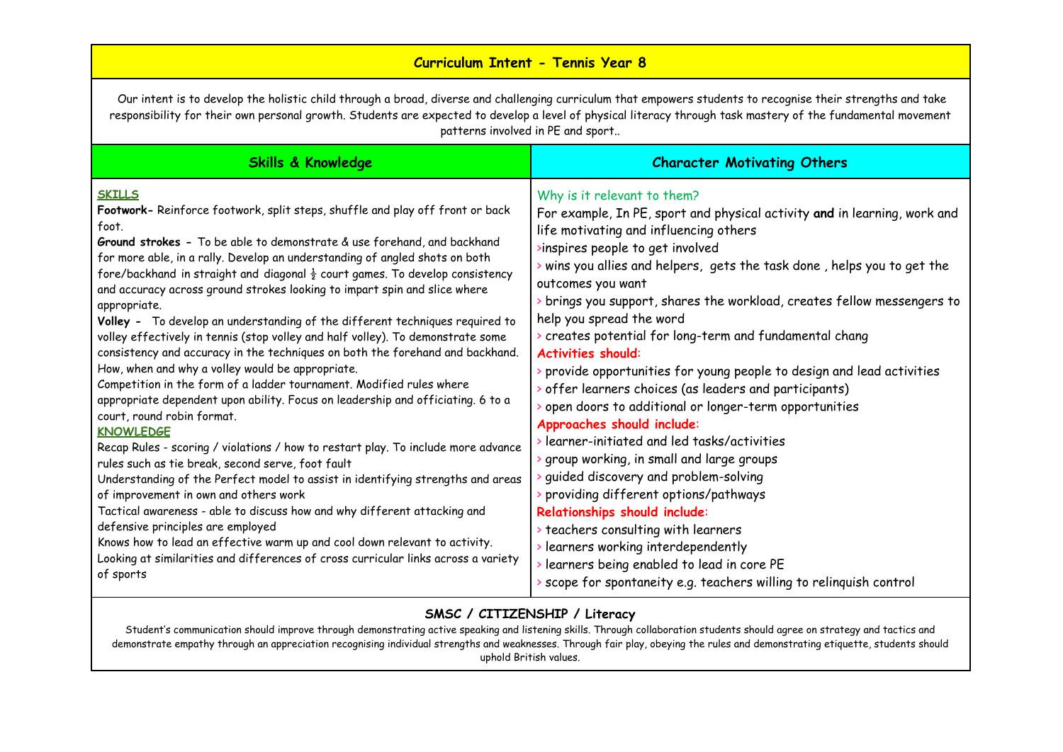## Curriculum Intent - Tennis Year 8

Our intent is to develop the holistic child through a broad, diverse and challenging curriculum that empowers students to recognise their strengths and take responsibility for their own personal growth. Students are expected to develop a level of physical literacy through task mastery of the fundamental movement patterns involved in PE and sport..

| Skills & Knowledge | Character Motivating Others |
|---|---|
| **SKILLS**<br>**Footwork-** Reinforce footwork, split steps, shuffle and play off front or back foot.<br>**Ground strokes -** To be able to demonstrate & use forehand, and backhand for more able, in a rally. Develop an understanding of angled shots on both fore/backhand in straight and diagonal ½ court games. To develop consistency and accuracy across ground strokes looking to impart spin and slice where appropriate.<br>**Volley -** To develop an understanding of the different techniques required to volley effectively in tennis (stop volley and half volley). To demonstrate some consistency and accuracy in the techniques on both the forehand and backhand. How, when and why a volley would be appropriate.<br>Competition in the form of a ladder tournament. Modified rules where appropriate dependent upon ability. Focus on leadership and officiating. 6 to a court, round robin format.<br>**KNOWLEDGE**<br>Recap Rules - scoring / violations / how to restart play. To include more advance rules such as tie break, second serve, foot fault<br>Understanding of the Perfect model to assist in identifying strengths and areas of improvement in own and others work<br>Tactical awareness - able to discuss how and why different attacking and defensive principles are employed<br>Knows how to lead an effective warm up and cool down relevant to activity.<br>Looking at similarities and differences of cross curricular links across a variety of sports | Why is it relevant to them?<br>For example, In PE, sport and physical activity **and** in learning, work and life motivating and influencing others<br>>inspires people to get involved<br>> wins you allies and helpers, gets the task done , helps you to get the outcomes you want<br>> brings you support, shares the workload, creates fellow messengers to help you spread the word<br>> creates potential for long-term and fundamental chang<br>**Activities should:**<br>> provide opportunities for young people to design and lead activities<br>> offer learners choices (as leaders and participants)<br>> open doors to additional or longer-term opportunities<br>**Approaches should include:**<br>> learner-initiated and led tasks/activities<br>> group working, in small and large groups<br>> guided discovery and problem-solving<br>> providing different options/pathways<br>**Relationships should include:**<br>> teachers consulting with learners<br>> learners working interdependently<br>> learners being enabled to lead in core PE<br>> scope for spontaneity e.g. teachers willing to relinquish control |

### SMSC / CITIZENSHIP / Literacy

Student's communication should improve through demonstrating active speaking and listening skills. Through collaboration students should agree on strategy and tactics and demonstrate empathy through an appreciation recognising individual strengths and weaknesses. Through fair play, obeying the rules and demonstrating etiquette, students should uphold British values.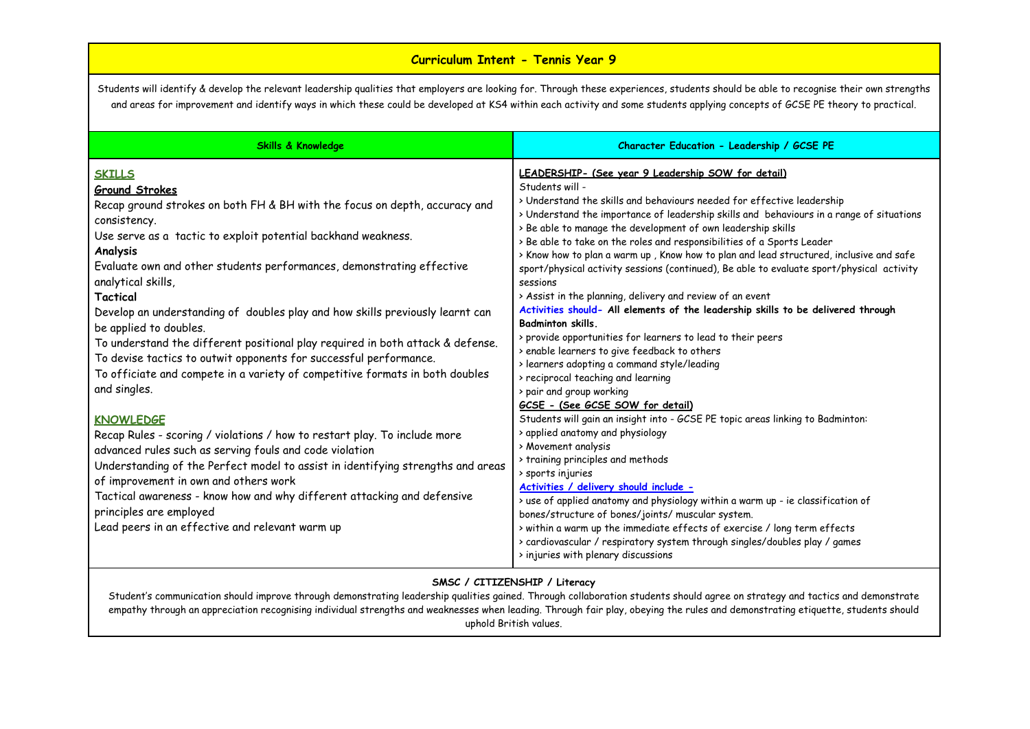# Curriculum Intent - Tennis Year 9

Students will identify & develop the relevant leadership qualities that employers are looking for. Through these experiences, students should be able to recognise their own strengths and areas for improvement and identify ways in which these could be developed at KS4 within each activity and some students applying concepts of GCSE PE theory to practical.

| Skills & Knowledge | Character Education - Leadership / GCSE PE |
|---|---|
| **SKILLS**<br>**Ground Strokes**<br>Recap ground strokes on both FH & BH with the focus on depth, accuracy and consistency.<br>Use serve as a tactic to exploit potential backhand weakness.<br>**Analysis**<br>Evaluate own and other students performances, demonstrating effective analytical skills,<br>**Tactical**<br>Develop an understanding of doubles play and how skills previously learnt can be applied to doubles.<br>To understand the different positional play required in both attack & defense.<br>To devise tactics to outwit opponents for successful performance.<br>To officiate and compete in a variety of competitive formats in both doubles and singles.<br><br>**KNOWLEDGE**<br>Recap Rules - scoring / violations / how to restart play. To include more advanced rules such as serving fouls and code violation<br>Understanding of the Perfect model to assist in identifying strengths and areas of improvement in own and others work<br>Tactical awareness - know how and why different attacking and defensive principles are employed<br>Lead peers in an effective and relevant warm up | **LEADERSHIP- (See year 9 Leadership SOW for detail)**<br>Students will -<br>> Understand the skills and behaviours needed for effective leadership<br>> Understand the importance of leadership skills and behaviours in a range of situations<br>> Be able to manage the development of own leadership skills<br>> Be able to take on the roles and responsibilities of a Sports Leader<br>> Know how to plan a warm up , Know how to plan and lead structured, inclusive and safe sport/physical activity sessions (continued), Be able to evaluate sport/physical activity sessions<br>> Assist in the planning, delivery and review of an event<br>**Activities should- All elements of the leadership skills to be delivered through Badminton skills.**<br>> provide opportunities for learners to lead to their peers<br>> enable learners to give feedback to others<br>> learners adopting a command style/leading<br>> reciprocal teaching and learning<br>> pair and group working<br>**GCSE - (See GCSE SOW for detail)**<br>Students will gain an insight into - GCSE PE topic areas linking to Badminton:<br>> applied anatomy and physiology<br>> Movement analysis<br>> training principles and methods<br>> sports injuries<br>**Activities / delivery should include -**<br>> use of applied anatomy and physiology within a warm up - ie classification of bones/structure of bones/joints/ muscular system.<br>> within a warm up the immediate effects of exercise / long term effects<br>> cardiovascular / respiratory system through singles/doubles play / games<br>> injuries with plenary discussions |

**SMSC / CITIZENSHIP / Literacy**

Student's communication should improve through demonstrating leadership qualities gained. Through collaboration students should agree on strategy and tactics and demonstrate empathy through an appreciation recognising individual strengths and weaknesses when leading. Through fair play, obeying the rules and demonstrating etiquette, students should uphold British values.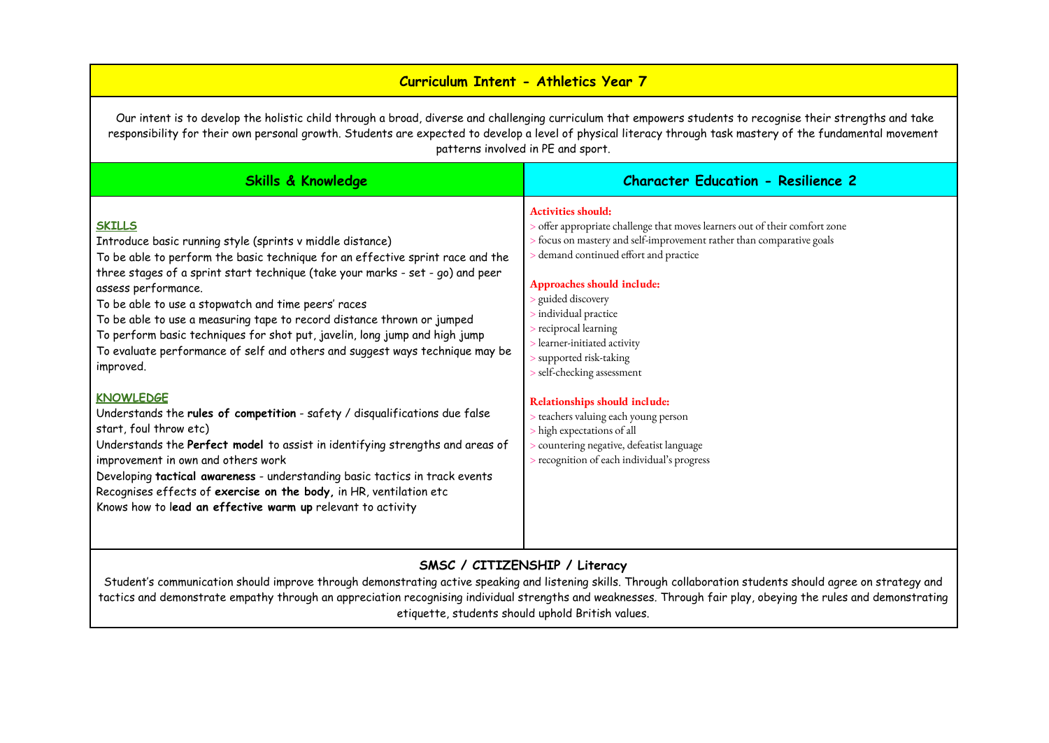# Curriculum Intent - Athletics Year 7

Our intent is to develop the holistic child through a broad, diverse and challenging curriculum that empowers students to recognise their strengths and take responsibility for their own personal growth. Students are expected to develop a level of physical literacy through task mastery of the fundamental movement patterns involved in PE and sport.

## Skills & Knowledge

**SKILLS**

Introduce basic running style (sprints v middle distance)
To be able to perform the basic technique for an effective sprint race and the three stages of a sprint start technique (take your marks - set - go) and peer assess performance.
To be able to use a stopwatch and time peers' races
To be able to use a measuring tape to record distance thrown or jumped
To perform basic techniques for shot put, javelin, long jump and high jump
To evaluate performance of self and others and suggest ways technique may be improved.

**KNOWLEDGE**

Understands the **rules of competition** - safety / disqualifications due false start, foul throw etc)
Understands the **Perfect model** to assist in identifying strengths and areas of improvement in own and others work
Developing **tactical awareness** - understanding basic tactics in track events
Recognises effects of **exercise on the body,** in HR, ventilation etc
Knows how to **lead an effective warm up** relevant to activity

## Character Education - Resilience 2

**Activities should:**

> offer appropriate challenge that moves learners out of their comfort zone
> focus on mastery and self-improvement rather than comparative goals
> demand continued effort and practice

**Approaches should include:**

> guided discovery
> individual practice
> reciprocal learning
> learner-initiated activity
> supported risk-taking
> self-checking assessment

**Relationships should include:**

> teachers valuing each young person
> high expectations of all
> countering negative, defeatist language
> recognition of each individual's progress

## SMSC / CITIZENSHIP / Literacy

Student's communication should improve through demonstrating active speaking and listening skills. Through collaboration students should agree on strategy and tactics and demonstrate empathy through an appreciation recognising individual strengths and weaknesses. Through fair play, obeying the rules and demonstrating etiquette, students should uphold British values.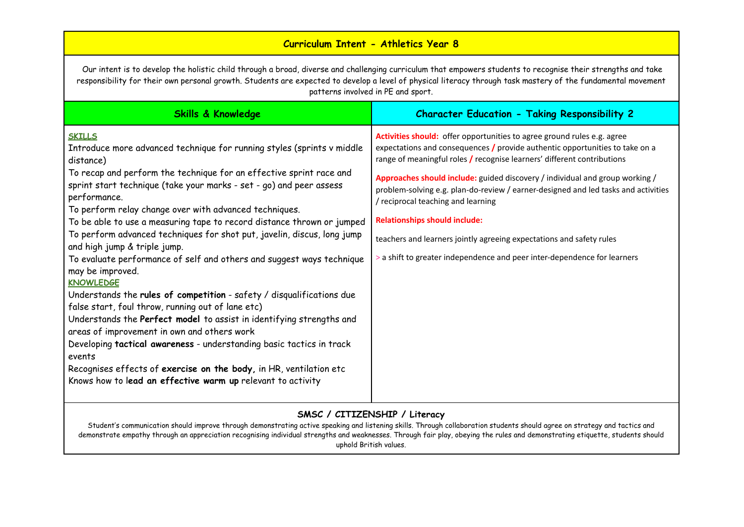## Curriculum Intent - Athletics Year 8

Our intent is to develop the holistic child through a broad, diverse and challenging curriculum that empowers students to recognise their strengths and take responsibility for their own personal growth. Students are expected to develop a level of physical literacy through task mastery of the fundamental movement patterns involved in PE and sport.

### Skills & Knowledge

**SKILLS**

Introduce more advanced technique for running styles (sprints v middle distance)

To recap and perform the technique for an effective sprint race and sprint start technique (take your marks - set - go) and peer assess performance.

To perform relay change over with advanced techniques.

To be able to use a measuring tape to record distance thrown or jumped

To perform advanced techniques for shot put, javelin, discus, long jump and high jump & triple jump.

To evaluate performance of self and others and suggest ways technique may be improved.

**KNOWLEDGE**

Understands the **rules of competition** - safety / disqualifications due false start, foul throw, running out of lane etc)

Understands the **Perfect model** to assist in identifying strengths and areas of improvement in own and others work

Developing **tactical awareness** - understanding basic tactics in track events

Recognises effects of **exercise on the body,** in HR, ventilation etc

Knows how to l**ead an effective warm up** relevant to activity

### Character Education - Taking Responsibility 2

**Activities should:** offer opportunities to agree ground rules e.g. agree expectations and consequences / provide authentic opportunities to take on a range of meaningful roles / recognise learners' different contributions

**Approaches should include:** guided discovery / individual and group working / problem-solving e.g. plan-do-review / earner-designed and led tasks and activities / reciprocal teaching and learning

**Relationships should include:**

teachers and learners jointly agreeing expectations and safety rules

> a shift to greater independence and peer inter-dependence for learners

### SMSC / CITIZENSHIP / Literacy

Student's communication should improve through demonstrating active speaking and listening skills. Through collaboration students should agree on strategy and tactics and demonstrate empathy through an appreciation recognising individual strengths and weaknesses. Through fair play, obeying the rules and demonstrating etiquette, students should uphold British values.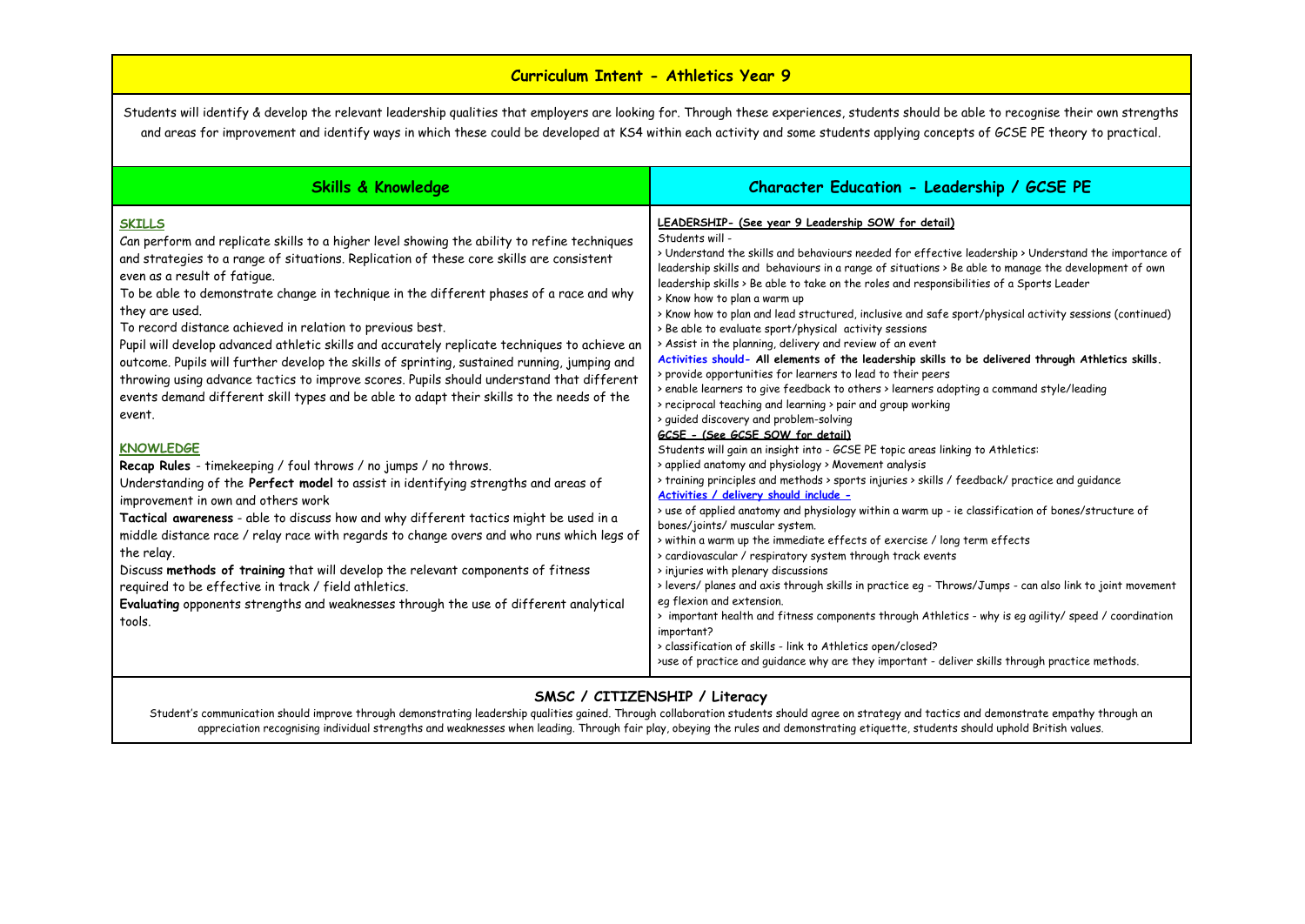# Curriculum Intent - Athletics Year 9

Students will identify & develop the relevant leadership qualities that employers are looking for. Through these experiences, students should be able to recognise their own strengths and areas for improvement and identify ways in which these could be developed at KS4 within each activity and some students applying concepts of GCSE PE theory to practical.

## Skills & Knowledge

**SKILLS**

Can perform and replicate skills to a higher level showing the ability to refine techniques and strategies to a range of situations. Replication of these core skills are consistent even as a result of fatigue.

To be able to demonstrate change in technique in the different phases of a race and why they are used.

To record distance achieved in relation to previous best.

Pupil will develop advanced athletic skills and accurately replicate techniques to achieve an outcome. Pupils will further develop the skills of sprinting, sustained running, jumping and throwing using advance tactics to improve scores. Pupils should understand that different events demand different skill types and be able to adapt their skills to the needs of the event.

**KNOWLEDGE**

**Recap Rules** - timekeeping / foul throws / no jumps / no throws.

Understanding of the **Perfect model** to assist in identifying strengths and areas of improvement in own and others work

**Tactical awareness** - able to discuss how and why different tactics might be used in a middle distance race / relay race with regards to change overs and who runs which legs of the relay.

Discuss **methods of training** that will develop the relevant components of fitness required to be effective in track / field athletics.

**Evaluating** opponents strengths and weaknesses through the use of different analytical tools.

## Character Education - Leadership / GCSE PE

**LEADERSHIP- (See year 9 Leadership SOW for detail)**

Students will -

> Understand the skills and behaviours needed for effective leadership > Understand the importance of leadership skills and behaviours in a range of situations > Be able to manage the development of own leadership skills > Be able to take on the roles and responsibilities of a Sports Leader

> Know how to plan a warm up

> Know how to plan and lead structured, inclusive and safe sport/physical activity sessions (continued)

> Be able to evaluate sport/physical activity sessions

> Assist in the planning, delivery and review of an event

**Activities should- All elements of the leadership skills to be delivered through Athletics skills.**

> provide opportunities for learners to lead to their peers

> enable learners to give feedback to others > learners adopting a command style/leading

> reciprocal teaching and learning > pair and group working

> guided discovery and problem-solving

**GCSE - (See GCSE SOW for detail)**

Students will gain an insight into - GCSE PE topic areas linking to Athletics:

> applied anatomy and physiology > Movement analysis

> training principles and methods > sports injuries > skills / feedback/ practice and guidance

**Activities / delivery should include -**

> use of applied anatomy and physiology within a warm up - ie classification of bones/structure of bones/joints/ muscular system.

> within a warm up the immediate effects of exercise / long term effects

> cardiovascular / respiratory system through track events

> injuries with plenary discussions

> levers/ planes and axis through skills in practice eg - Throws/Jumps - can also link to joint movement eg flexion and extension.

> important health and fitness components through Athletics - why is eg agility/ speed / coordination important?

> classification of skills - link to Athletics open/closed?

>use of practice and guidance why are they important - deliver skills through practice methods.

## SMSC / CITIZENSHIP / Literacy

Student's communication should improve through demonstrating leadership qualities gained. Through collaboration students should agree on strategy and tactics and demonstrate empathy through an appreciation recognising individual strengths and weaknesses when leading. Through fair play, obeying the rules and demonstrating etiquette, students should uphold British values.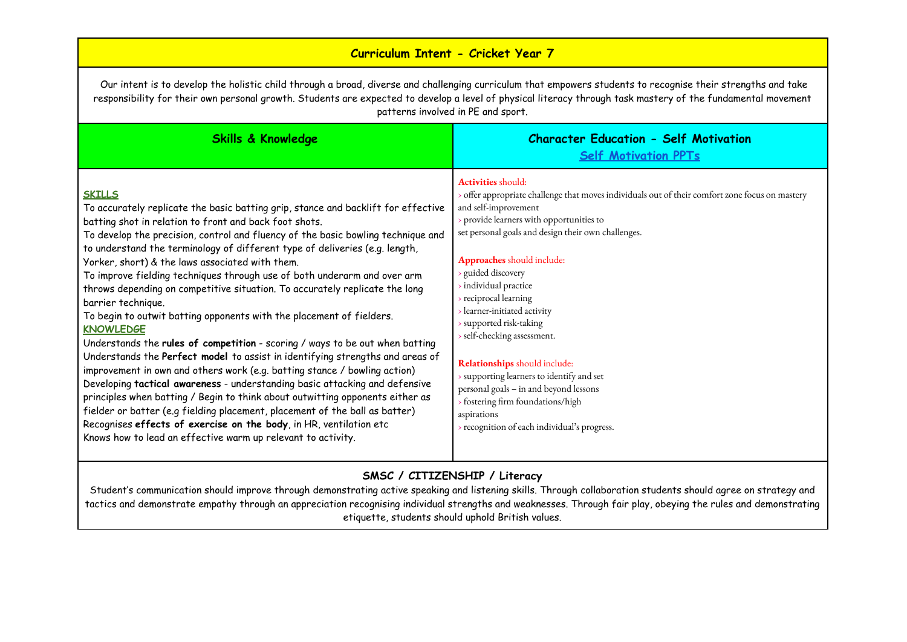## Curriculum Intent - Cricket Year 7

Our intent is to develop the holistic child through a broad, diverse and challenging curriculum that empowers students to recognise their strengths and take responsibility for their own personal growth. Students are expected to develop a level of physical literacy through task mastery of the fundamental movement patterns involved in PE and sport.

| Skills & Knowledge | Character Education - Self Motivation<br>Self Motivation PPTs |
|---|---|
| **SKILLS**<br>To accurately replicate the basic batting grip, stance and backlift for effective batting shot in relation to front and back foot shots.<br>To develop the precision, control and fluency of the basic bowling technique and to understand the terminology of different type of deliveries (e.g. length, Yorker, short) & the laws associated with them.<br>To improve fielding techniques through use of both underarm and over arm throws depending on competitive situation. To accurately replicate the long barrier technique.<br>To begin to outwit batting opponents with the placement of fielders.<br>**KNOWLEDGE**<br>Understands the **rules of competition** - scoring / ways to be out when batting<br>Understands the **Perfect model** to assist in identifying strengths and areas of improvement in own and others work (e.g. batting stance / bowling action)<br>Developing **tactical awareness** - understanding basic attacking and defensive principles when batting / Begin to think about outwitting opponents either as fielder or batter (e.g fielding placement, placement of the ball as batter)<br>Recognises **effects of exercise on the body**, in HR, ventilation etc<br>Knows how to lead an effective warm up relevant to activity. | **Activities** should:<br>› offer appropriate challenge that moves individuals out of their comfort zone focus on mastery and self-improvement<br>› provide learners with opportunities to set personal goals and design their own challenges.<br><br>**Approaches** should include:<br>› guided discovery<br>› individual practice<br>› reciprocal learning<br>› learner-initiated activity<br>› supported risk-taking<br>› self-checking assessment.<br><br>**Relationships** should include:<br>› supporting learners to identify and set personal goals – in and beyond lessons<br>› fostering firm foundations/high aspirations<br>› recognition of each individual's progress. |

### SMSC / CITIZENSHIP / Literacy

Student's communication should improve through demonstrating active speaking and listening skills. Through collaboration students should agree on strategy and tactics and demonstrate empathy through an appreciation recognising individual strengths and weaknesses. Through fair play, obeying the rules and demonstrating etiquette, students should uphold British values.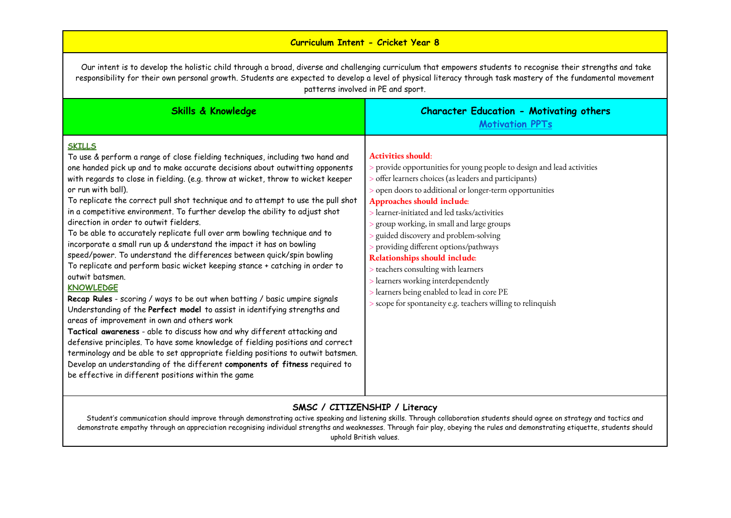## Curriculum Intent - Cricket Year 8

Our intent is to develop the holistic child through a broad, diverse and challenging curriculum that empowers students to recognise their strengths and take responsibility for their own personal growth. Students are expected to develop a level of physical literacy through task mastery of the fundamental movement patterns involved in PE and sport.

| Skills & Knowledge | Character Education - Motivating others<br>Motivation PPTs |
|---|---|
| **SKILLS**<br>To use & perform a range of close fielding techniques, including two hand and one handed pick up and to make accurate decisions about outwitting opponents with regards to close in fielding. (e.g. throw at wicket, throw to wicket keeper or run with ball).<br>To replicate the correct pull shot technique and to attempt to use the pull shot in a competitive environment. To further develop the ability to adjust shot direction in order to outwit fielders.<br>To be able to accurately replicate full over arm bowling technique and to incorporate a small run up & understand the impact it has on bowling speed/power. To understand the differences between quick/spin bowling<br>To replicate and perform basic wicket keeping stance + catching in order to outwit batsmen.<br>**KNOWLEDGE**<br>**Recap Rules** - scoring / ways to be out when batting / basic umpire signals<br>Understanding of the **Perfect model** to assist in identifying strengths and areas of improvement in own and others work<br>**Tactical awareness** - able to discuss how and why different attacking and defensive principles. To have some knowledge of fielding positions and correct terminology and be able to set appropriate fielding positions to outwit batsmen.<br>Develop an understanding of the different **components of fitness** required to be effective in different positions within the game | **Activities should:**<br>> provide opportunities for young people to design and lead activities<br>> offer learners choices (as leaders and participants)<br>> open doors to additional or longer-term opportunities<br>**Approaches should include:**<br>> learner-initiated and led tasks/activities<br>> group working, in small and large groups<br>> guided discovery and problem-solving<br>> providing different options/pathways<br>**Relationships should include:**<br>> teachers consulting with learners<br>> learners working interdependently<br>> learners being enabled to lead in core PE<br>> scope for spontaneity e.g. teachers willing to relinquish |

### SMSC / CITIZENSHIP / Literacy

Student's communication should improve through demonstrating active speaking and listening skills. Through collaboration students should agree on strategy and tactics and demonstrate empathy through an appreciation recognising individual strengths and weaknesses. Through fair play, obeying the rules and demonstrating etiquette, students should uphold British values.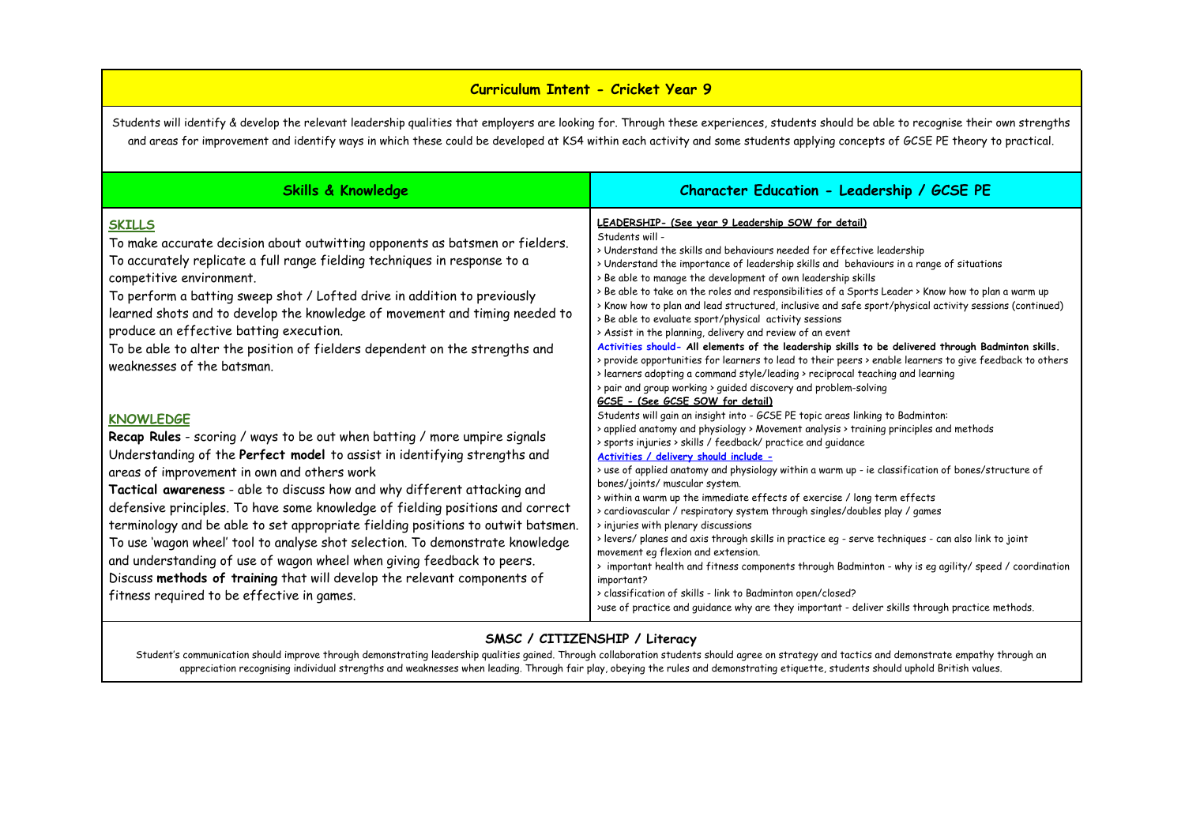# Curriculum Intent - Cricket Year 9

Students will identify & develop the relevant leadership qualities that employers are looking for. Through these experiences, students should be able to recognise their own strengths and areas for improvement and identify ways in which these could be developed at KS4 within each activity and some students applying concepts of GCSE PE theory to practical.

## Skills & Knowledge

**SKILLS**

To make accurate decision about outwitting opponents as batsmen or fielders.
To accurately replicate a full range fielding techniques in response to a competitive environment.
To perform a batting sweep shot / Lofted drive in addition to previously learned shots and to develop the knowledge of movement and timing needed to produce an effective batting execution.
To be able to alter the position of fielders dependent on the strengths and weaknesses of the batsman.

**KNOWLEDGE**

**Recap Rules** - scoring / ways to be out when batting / more umpire signals
Understanding of the **Perfect model** to assist in identifying strengths and areas of improvement in own and others work
**Tactical awareness** - able to discuss how and why different attacking and defensive principles. To have some knowledge of fielding positions and correct terminology and be able to set appropriate fielding positions to outwit batsmen. To use 'wagon wheel' tool to analyse shot selection. To demonstrate knowledge and understanding of use of wagon wheel when giving feedback to peers.
Discuss **methods of training** that will develop the relevant components of fitness required to be effective in games.

## Character Education - Leadership / GCSE PE

**LEADERSHIP- (See year 9 Leadership SOW for detail)**

Students will -

> Understand the skills and behaviours needed for effective leadership
> Understand the importance of leadership skills and behaviours in a range of situations
> Be able to manage the development of own leadership skills
> Be able to take on the roles and responsibilities of a Sports Leader > Know how to plan a warm up
> Know how to plan and lead structured, inclusive and safe sport/physical activity sessions (continued)
> Be able to evaluate sport/physical activity sessions
> Assist in the planning, delivery and review of an event

**Activities should- All elements of the leadership skills to be delivered through Badminton skills.**
> provide opportunities for learners to lead to their peers > enable learners to give feedback to others
> learners adopting a command style/leading > reciprocal teaching and learning
> pair and group working > guided discovery and problem-solving

**GCSE - (See GCSE SOW for detail)**

Students will gain an insight into - GCSE PE topic areas linking to Badminton:
> applied anatomy and physiology > Movement analysis > training principles and methods
> sports injuries > skills / feedback/ practice and guidance

**Activities / delivery should include -**

> use of applied anatomy and physiology within a warm up - ie classification of bones/structure of bones/joints/ muscular system.
> within a warm up the immediate effects of exercise / long term effects
> cardiovascular / respiratory system through singles/doubles play / games
> injuries with plenary discussions
> levers/ planes and axis through skills in practice eg - serve techniques - can also link to joint movement eg flexion and extension.
> important health and fitness components through Badminton - why is eg agility/ speed / coordination important?
> classification of skills - link to Badminton open/closed?
>use of practice and guidance why are they important - deliver skills through practice methods.

## SMSC / CITIZENSHIP / Literacy

Student's communication should improve through demonstrating leadership qualities gained. Through collaboration students should agree on strategy and tactics and demonstrate empathy through an appreciation recognising individual strengths and weaknesses when leading. Through fair play, obeying the rules and demonstrating etiquette, students should uphold British values.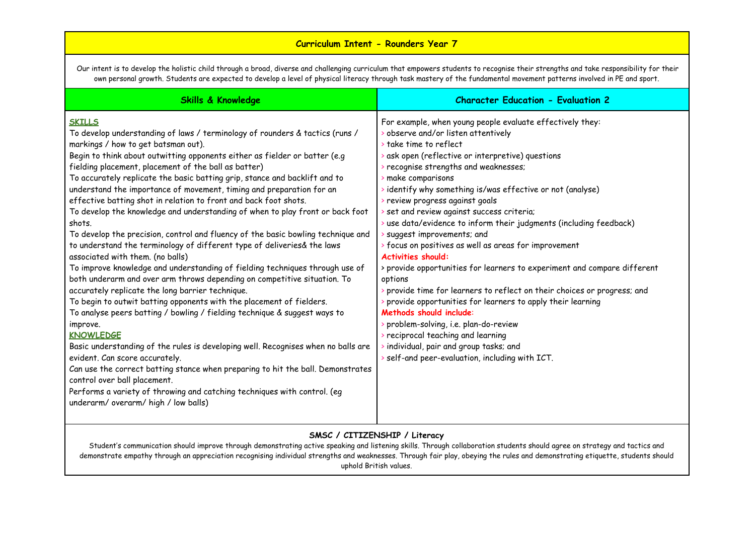# Curriculum Intent - Rounders Year 7

Our intent is to develop the holistic child through a broad, diverse and challenging curriculum that empowers students to recognise their strengths and take responsibility for their own personal growth. Students are expected to develop a level of physical literacy through task mastery of the fundamental movement patterns involved in PE and sport.

| Skills & Knowledge | Character Education - Evaluation 2 |
|---|---|
| **SKILLS**<br>To develop understanding of laws / terminology of rounders & tactics (runs / markings / how to get batsman out).<br>Begin to think about outwitting opponents either as fielder or batter (e.g fielding placement, placement of the ball as batter)<br>To accurately replicate the basic batting grip, stance and backlift and to understand the importance of movement, timing and preparation for an effective batting shot in relation to front and back foot shots.<br>To develop the knowledge and understanding of when to play front or back foot shots.<br>To develop the precision, control and fluency of the basic bowling technique and to understand the terminology of different type of deliveries& the laws associated with them. (no balls)<br>To improve knowledge and understanding of fielding techniques through use of both underarm and over arm throws depending on competitive situation. To accurately replicate the long barrier technique.<br>To begin to outwit batting opponents with the placement of fielders.<br>To analyse peers batting / bowling / fielding technique & suggest ways to improve.<br>**KNOWLEDGE**<br>Basic understanding of the rules is developing well. Recognises when no balls are evident. Can score accurately.<br>Can use the correct batting stance when preparing to hit the ball. Demonstrates control over ball placement.<br>Performs a variety of throwing and catching techniques with control. (eg underarm/ overarm/ high / low balls) | For example, when young people evaluate effectively they:<br>› observe and/or listen attentively<br>› take time to reflect<br>› ask open (reflective or interpretive) questions<br>› recognise strengths and weaknesses;<br>› make comparisons<br>› identify why something is/was effective or not (analyse)<br>› review progress against goals<br>› set and review against success criteria;<br>› use data/evidence to inform their judgments (including feedback)<br>› suggest improvements; and<br>› focus on positives as well as areas for improvement<br>**Activities should:**<br>› provide opportunities for learners to experiment and compare different options<br>› provide time for learners to reflect on their choices or progress; and<br>› provide opportunities for learners to apply their learning<br>**Methods should include:**<br>› problem-solving, i.e. plan-do-review<br>› reciprocal teaching and learning<br>› individual, pair and group tasks; and<br>› self-and peer-evaluation, including with ICT. |

**SMSC / CITIZENSHIP / Literacy**

Student's communication should improve through demonstrating active speaking and listening skills. Through collaboration students should agree on strategy and tactics and demonstrate empathy through an appreciation recognising individual strengths and weaknesses. Through fair play, obeying the rules and demonstrating etiquette, students should uphold British values.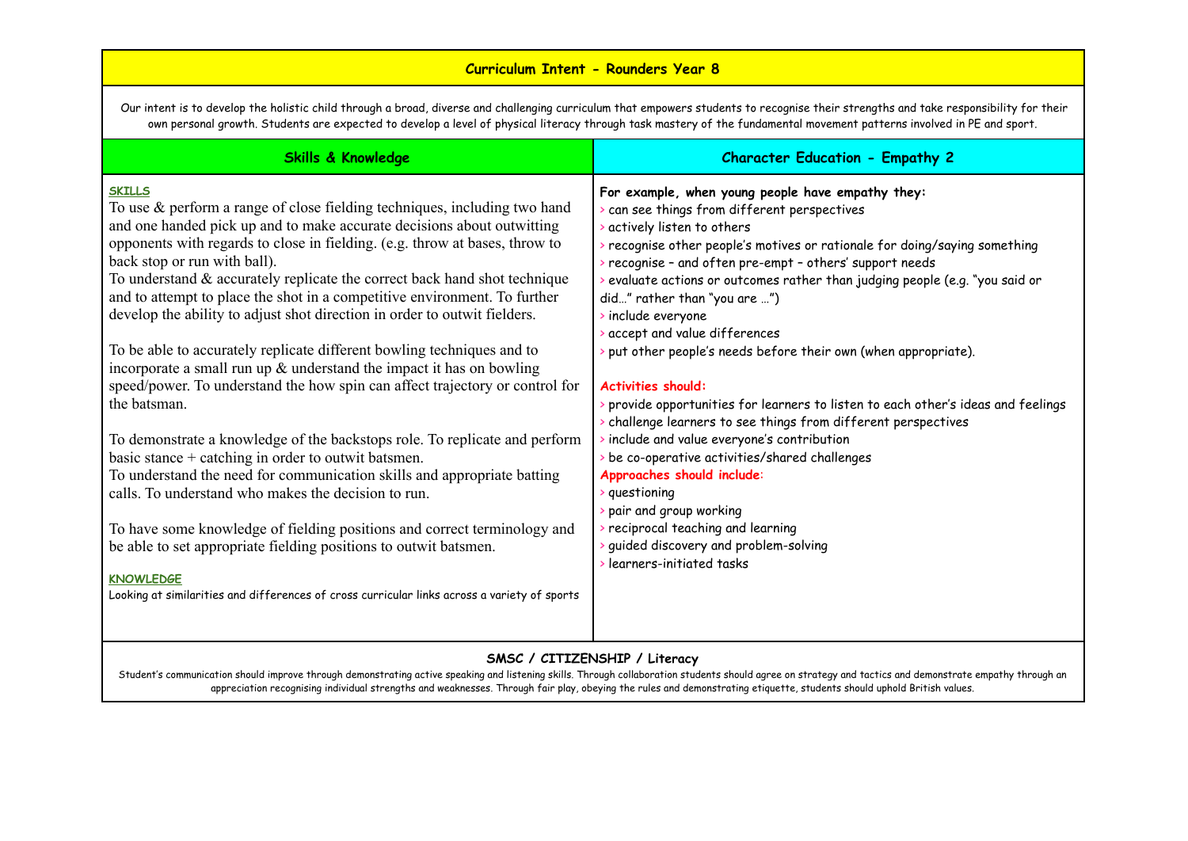# Curriculum Intent - Rounders Year 8

Our intent is to develop the holistic child through a broad, diverse and challenging curriculum that empowers students to recognise their strengths and take responsibility for their own personal growth. Students are expected to develop a level of physical literacy through task mastery of the fundamental movement patterns involved in PE and sport.

## Skills & Knowledge

**SKILLS**

To use & perform a range of close fielding techniques, including two hand and one handed pick up and to make accurate decisions about outwitting opponents with regards to close in fielding. (e.g. throw at bases, throw to back stop or run with ball).

To understand & accurately replicate the correct back hand shot technique and to attempt to place the shot in a competitive environment. To further develop the ability to adjust shot direction in order to outwit fielders.

To be able to accurately replicate different bowling techniques and to incorporate a small run up & understand the impact it has on bowling speed/power. To understand the how spin can affect trajectory or control for the batsman.

To demonstrate a knowledge of the backstops role. To replicate and perform basic stance + catching in order to outwit batsmen.

To understand the need for communication skills and appropriate batting calls. To understand who makes the decision to run.

To have some knowledge of fielding positions and correct terminology and be able to set appropriate fielding positions to outwit batsmen.

**KNOWLEDGE**

Looking at similarities and differences of cross curricular links across a variety of sports

## Character Education - Empathy 2

**For example, when young people have empathy they:**

> can see things from different perspectives
> actively listen to others
> recognise other people's motives or rationale for doing/saying something
> recognise – and often pre-empt – others' support needs
> evaluate actions or outcomes rather than judging people (e.g. "you said or did…" rather than "you are …")
> include everyone
> accept and value differences
> put other people's needs before their own (when appropriate).

**Activities should:**

> provide opportunities for learners to listen to each other's ideas and feelings
> challenge learners to see things from different perspectives
> include and value everyone's contribution
> be co-operative activities/shared challenges

**Approaches should include**:

> questioning
> pair and group working
> reciprocal teaching and learning
> guided discovery and problem-solving
> learners-initiated tasks

## SMSC / CITIZENSHIP / Literacy

Student's communication should improve through demonstrating active speaking and listening skills. Through collaboration students should agree on strategy and tactics and demonstrate empathy through an appreciation recognising individual strengths and weaknesses. Through fair play, obeying the rules and demonstrating etiquette, students should uphold British values.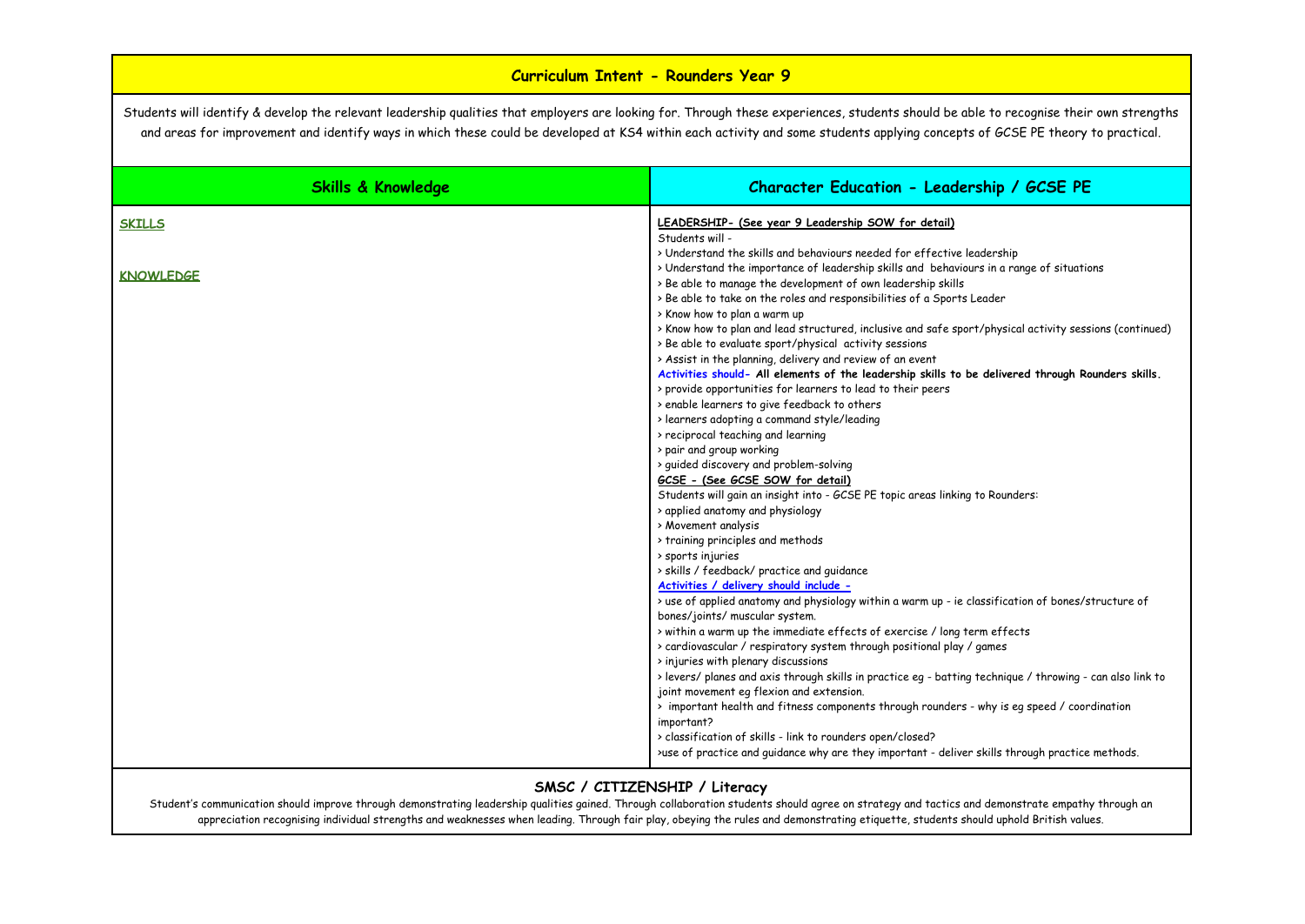# Curriculum Intent - Rounders Year 9

Students will identify & develop the relevant leadership qualities that employers are looking for. Through these experiences, students should be able to recognise their own strengths and areas for improvement and identify ways in which these could be developed at KS4 within each activity and some students applying concepts of GCSE PE theory to practical.

| Skills & Knowledge | Character Education - Leadership / GCSE PE |
|---|---|
| **SKILLS**<br><br>**KNOWLEDGE** | **LEADERSHIP- (See year 9 Leadership SOW for detail)**<br>Students will -<br>> Understand the skills and behaviours needed for effective leadership<br>> Understand the importance of leadership skills and behaviours in a range of situations<br>> Be able to manage the development of own leadership skills<br>> Be able to take on the roles and responsibilities of a Sports Leader<br>> Know how to plan a warm up<br>> Know how to plan and lead structured, inclusive and safe sport/physical activity sessions (continued)<br>> Be able to evaluate sport/physical activity sessions<br>> Assist in the planning, delivery and review of an event<br>**Activities should- All elements of the leadership skills to be delivered through Rounders skills.**<br>> provide opportunities for learners to lead to their peers<br>> enable learners to give feedback to others<br>> learners adopting a command style/leading<br>> reciprocal teaching and learning<br>> pair and group working<br>> guided discovery and problem-solving<br>**GCSE - (See GCSE SOW for detail)**<br>Students will gain an insight into - GCSE PE topic areas linking to Rounders:<br>> applied anatomy and physiology<br>> Movement analysis<br>> training principles and methods<br>> sports injuries<br>> skills / feedback/ practice and guidance<br>**Activities / delivery should include -**<br>> use of applied anatomy and physiology within a warm up - ie classification of bones/structure of bones/joints/ muscular system.<br>> within a warm up the immediate effects of exercise / long term effects<br>> cardiovascular / respiratory system through positional play / games<br>> injuries with plenary discussions<br>> levers/ planes and axis through skills in practice eg - batting technique / throwing - can also link to joint movement eg flexion and extension.<br>> important health and fitness components through rounders - why is eg speed / coordination important?<br>> classification of skills - link to rounders open/closed?<br>>use of practice and guidance why are they important - deliver skills through practice methods. |

## SMSC / CITIZENSHIP / Literacy

Student's communication should improve through demonstrating leadership qualities gained. Through collaboration students should agree on strategy and tactics and demonstrate empathy through an appreciation recognising individual strengths and weaknesses when leading. Through fair play, obeying the rules and demonstrating etiquette, students should uphold British values.